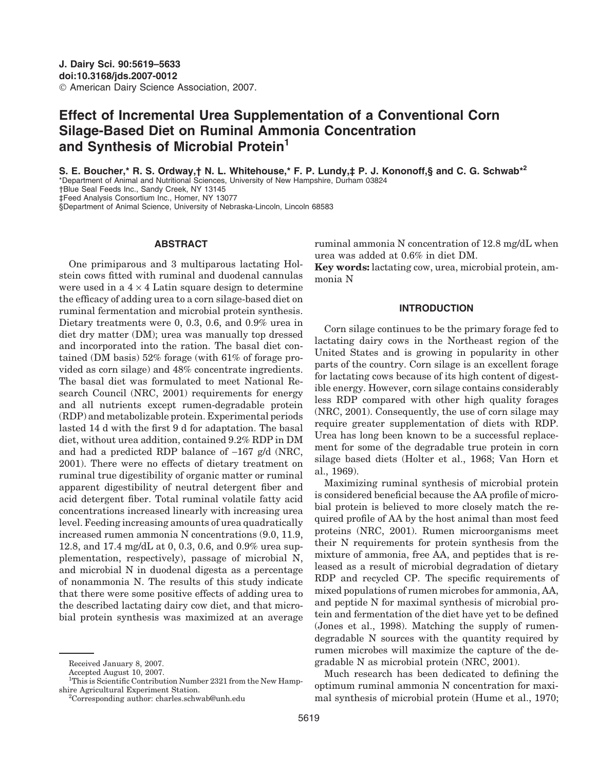# Effect of Incremental Urea Supplementation of a Conventional Corn Silage-Based Diet on Ruminal Ammonia Concentration and Synthesis of Microbial Protein[1]

**S. E. Boucher,\* R. S. Ordway,† N. L. Whitehouse,\* F. P. Lundy,‡ P. J. Kononoff,§ and C. G. Schwab\*[2]**

\*Department of Animal and Nutritional Sciences, University of New Hampshire, Durham 03824
†Blue Seal Feeds Inc., Sandy Creek, NY 13145
‡Feed Analysis Consortium Inc., Homer, NY 13077
§Department of Animal Science, University of Nebraska-Lincoln, Lincoln 68583

## ABSTRACT

One primiparous and 3 multiparous lactating Holstein cows fitted with ruminal and duodenal cannulas were used in a 4 × 4 Latin square design to determine the efficacy of adding urea to a corn silage-based diet on ruminal fermentation and microbial protein synthesis. Dietary treatments were 0, 0.3, 0.6, and 0.9% urea in diet dry matter (DM); urea was manually top dressed and incorporated into the ration. The basal diet contained (DM basis) 52% forage (with 61% of forage provided as corn silage) and 48% concentrate ingredients. The basal diet was formulated to meet National Research Council (NRC, 2001) requirements for energy and all nutrients except rumen-degradable protein (RDP) and metabolizable protein. Experimental periods lasted 14 d with the first 9 d for adaptation. The basal diet, without urea addition, contained 9.2% RDP in DM and had a predicted RDP balance of −167 g/d (NRC, 2001). There were no effects of dietary treatment on ruminal true digestibility of organic matter or ruminal apparent digestibility of neutral detergent fiber and acid detergent fiber. Total ruminal volatile fatty acid concentrations increased linearly with increasing urea level. Feeding increasing amounts of urea quadratically increased rumen ammonia N concentrations (9.0, 11.9, 12.8, and 17.4 mg/dL at 0, 0.3, 0.6, and 0.9% urea supplementation, respectively), passage of microbial N, and microbial N in duodenal digesta as a percentage of nonammonia N. The results of this study indicate that there were some positive effects of adding urea to the described lactating dairy cow diet, and that microbial protein synthesis was maximized at an average ruminal ammonia N concentration of 12.8 mg/dL when urea was added at 0.6% in diet DM.

**Key words:** lactating cow, urea, microbial protein, ammonia N

## INTRODUCTION

Corn silage continues to be the primary forage fed to lactating dairy cows in the Northeast region of the United States and is growing in popularity in other parts of the country. Corn silage is an excellent forage for lactating cows because of its high content of digestible energy. However, corn silage contains considerably less RDP compared with other high quality forages (NRC, 2001). Consequently, the use of corn silage may require greater supplementation of diets with RDP. Urea has long been known to be a successful replacement for some of the degradable true protein in corn silage based diets (Holter et al., 1968; Van Horn et al., 1969).

Maximizing ruminal synthesis of microbial protein is considered beneficial because the AA profile of microbial protein is believed to more closely match the required profile of AA by the host animal than most feed proteins (NRC, 2001). Rumen microorganisms meet their N requirements for protein synthesis from the mixture of ammonia, free AA, and peptides that is released as a result of microbial degradation of dietary RDP and recycled CP. The specific requirements of mixed populations of rumen microbes for ammonia, AA, and peptide N for maximal synthesis of microbial protein and fermentation of the diet have yet to be defined (Jones et al., 1998). Matching the supply of rumen-degradable N sources with the quantity required by rumen microbes will maximize the capture of the degradable N as microbial protein (NRC, 2001).

Much research has been dedicated to defining the optimum ruminal ammonia N concentration for maximal synthesis of microbial protein (Hume et al., 1970;

---

Received January 8, 2007.
Accepted August 10, 2007.
[1]This is Scientific Contribution Number 2321 from the New Hampshire Agricultural Experiment Station.
[2]Corresponding author: charles.schwab@unh.edu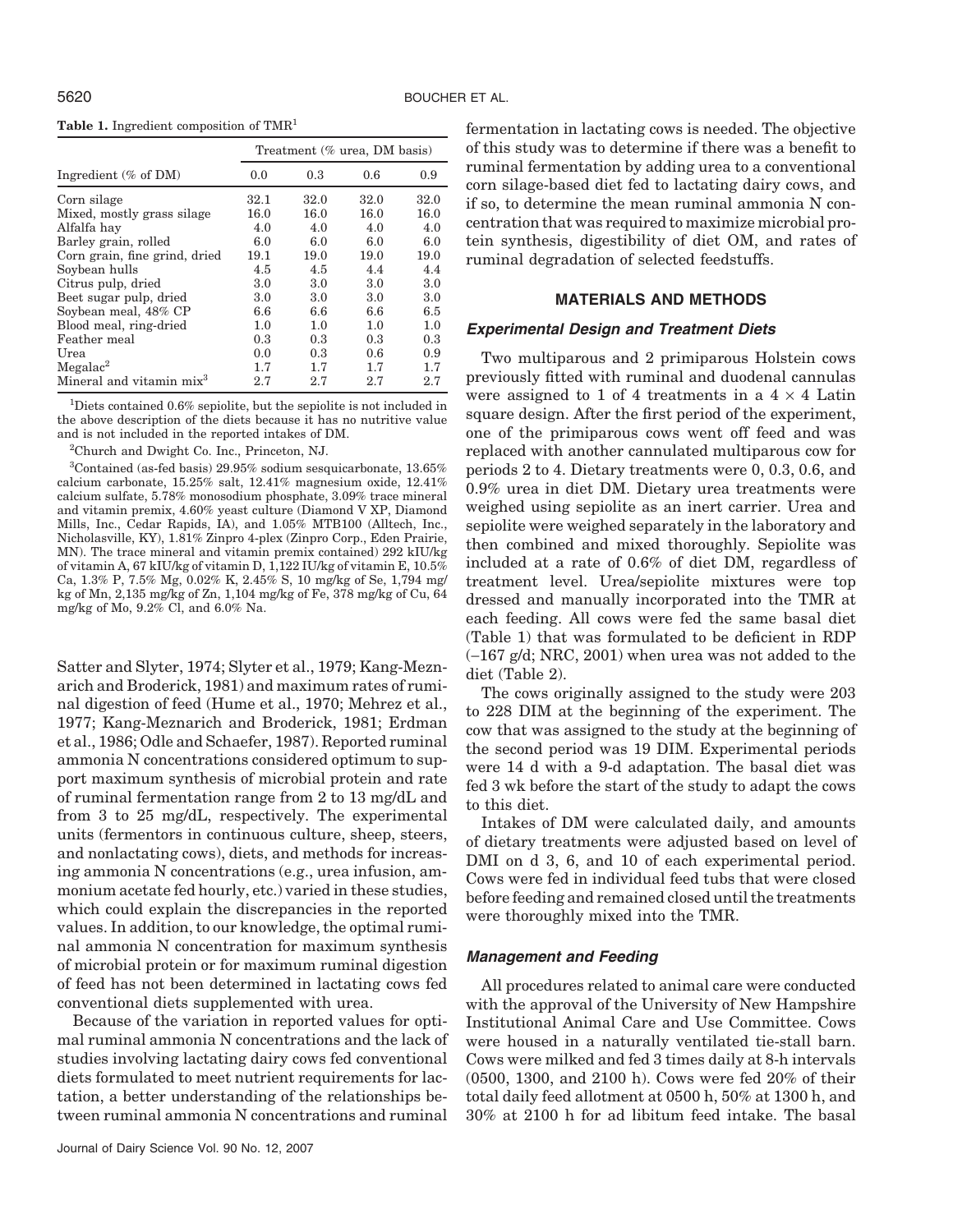**Table 1.** Ingredient composition of TMR[1]

| Ingredient (% of DM) | Treatment (% urea, DM basis) | | | |
|---|---|---|---|---|
| | 0.0 | 0.3 | 0.6 | 0.9 |
| Corn silage | 32.1 | 32.0 | 32.0 | 32.0 |
| Mixed, mostly grass silage | 16.0 | 16.0 | 16.0 | 16.0 |
| Alfalfa hay | 4.0 | 4.0 | 4.0 | 4.0 |
| Barley grain, rolled | 6.0 | 6.0 | 6.0 | 6.0 |
| Corn grain, fine grind, dried | 19.1 | 19.0 | 19.0 | 19.0 |
| Soybean hulls | 4.5 | 4.5 | 4.4 | 4.4 |
| Citrus pulp, dried | 3.0 | 3.0 | 3.0 | 3.0 |
| Beet sugar pulp, dried | 3.0 | 3.0 | 3.0 | 3.0 |
| Soybean meal, 48% CP | 6.6 | 6.6 | 6.6 | 6.5 |
| Blood meal, ring-dried | 1.0 | 1.0 | 1.0 | 1.0 |
| Feather meal | 0.3 | 0.3 | 0.3 | 0.3 |
| Urea | 0.0 | 0.3 | 0.6 | 0.9 |
| Megalac[2] | 1.7 | 1.7 | 1.7 | 1.7 |
| Mineral and vitamin mix[3] | 2.7 | 2.7 | 2.7 | 2.7 |

[1]Diets contained 0.6% sepiolite, but the sepiolite is not included in the above description of the diets because it has no nutritive value and is not included in the reported intakes of DM.

[2]Church and Dwight Co. Inc., Princeton, NJ.

[3]Contained (as-fed basis) 29.95% sodium sesquicarbonate, 13.65% calcium carbonate, 15.25% salt, 12.41% magnesium oxide, 12.41% calcium sulfate, 5.78% monosodium phosphate, 3.09% trace mineral and vitamin premix, 4.60% yeast culture (Diamond V XP, Diamond Mills, Inc., Cedar Rapids, IA), and 1.05% MTB100 (Alltech, Inc., Nicholasville, KY), 1.81% Zinpro 4-plex (Zinpro Corp., Eden Prairie, MN). The trace mineral and vitamin premix contained) 292 kIU/kg of vitamin A, 67 kIU/kg of vitamin D, 1,122 IU/kg of vitamin E, 10.5% Ca, 1.3% P, 7.5% Mg, 0.02% K, 2.45% S, 10 mg/kg of Se, 1,794 mg/kg of Mn, 2,135 mg/kg of Zn, 1,104 mg/kg of Fe, 378 mg/kg of Cu, 64 mg/kg of Mo, 9.2% Cl, and 6.0% Na.

Satter and Slyter, 1974; Slyter et al., 1979; Kang-Meznarich and Broderick, 1981) and maximum rates of ruminal digestion of feed (Hume et al., 1970; Mehrez et al., 1977; Kang-Meznarich and Broderick, 1981; Erdman et al., 1986; Odle and Schaefer, 1987). Reported ruminal ammonia N concentrations considered optimum to support maximum synthesis of microbial protein and rate of ruminal fermentation range from 2 to 13 mg/dL and from 3 to 25 mg/dL, respectively. The experimental units (fermentors in continuous culture, sheep, steers, and nonlactating cows), diets, and methods for increasing ammonia N concentrations (e.g., urea infusion, ammonium acetate fed hourly, etc.) varied in these studies, which could explain the discrepancies in the reported values. In addition, to our knowledge, the optimal ruminal ammonia N concentration for maximum synthesis of microbial protein or for maximum ruminal digestion of feed has not been determined in lactating cows fed conventional diets supplemented with urea.

Because of the variation in reported values for optimal ruminal ammonia N concentrations and the lack of studies involving lactating dairy cows fed conventional diets formulated to meet nutrient requirements for lactation, a better understanding of the relationships between ruminal ammonia N concentrations and ruminal fermentation in lactating cows is needed. The objective of this study was to determine if there was a benefit to ruminal fermentation by adding urea to a conventional corn silage-based diet fed to lactating dairy cows, and if so, to determine the mean ruminal ammonia N concentration that was required to maximize microbial protein synthesis, digestibility of diet OM, and rates of ruminal degradation of selected feedstuffs.

## MATERIALS AND METHODS

### Experimental Design and Treatment Diets

Two multiparous and 2 primiparous Holstein cows previously fitted with ruminal and duodenal cannulas were assigned to 1 of 4 treatments in a $4 \times 4$ Latin square design. After the first period of the experiment, one of the primiparous cows went off feed and was replaced with another cannulated multiparous cow for periods 2 to 4. Dietary treatments were 0, 0.3, 0.6, and 0.9% urea in diet DM. Dietary urea treatments were weighed using sepiolite as an inert carrier. Urea and sepiolite were weighed separately in the laboratory and then combined and mixed thoroughly. Sepiolite was included at a rate of 0.6% of diet DM, regardless of treatment level. Urea/sepiolite mixtures were top dressed and manually incorporated into the TMR at each feeding. All cows were fed the same basal diet (Table 1) that was formulated to be deficient in RDP (−167 g/d; NRC, 2001) when urea was not added to the diet (Table 2).

The cows originally assigned to the study were 203 to 228 DIM at the beginning of the experiment. The cow that was assigned to the study at the beginning of the second period was 19 DIM. Experimental periods were 14 d with a 9-d adaptation. The basal diet was fed 3 wk before the start of the study to adapt the cows to this diet.

Intakes of DM were calculated daily, and amounts of dietary treatments were adjusted based on level of DMI on d 3, 6, and 10 of each experimental period. Cows were fed in individual feed tubs that were closed before feeding and remained closed until the treatments were thoroughly mixed into the TMR.

### Management and Feeding

All procedures related to animal care were conducted with the approval of the University of New Hampshire Institutional Animal Care and Use Committee. Cows were housed in a naturally ventilated tie-stall barn. Cows were milked and fed 3 times daily at 8-h intervals (0500, 1300, and 2100 h). Cows were fed 20% of their total daily feed allotment at 0500 h, 50% at 1300 h, and 30% at 2100 h for ad libitum feed intake. The basal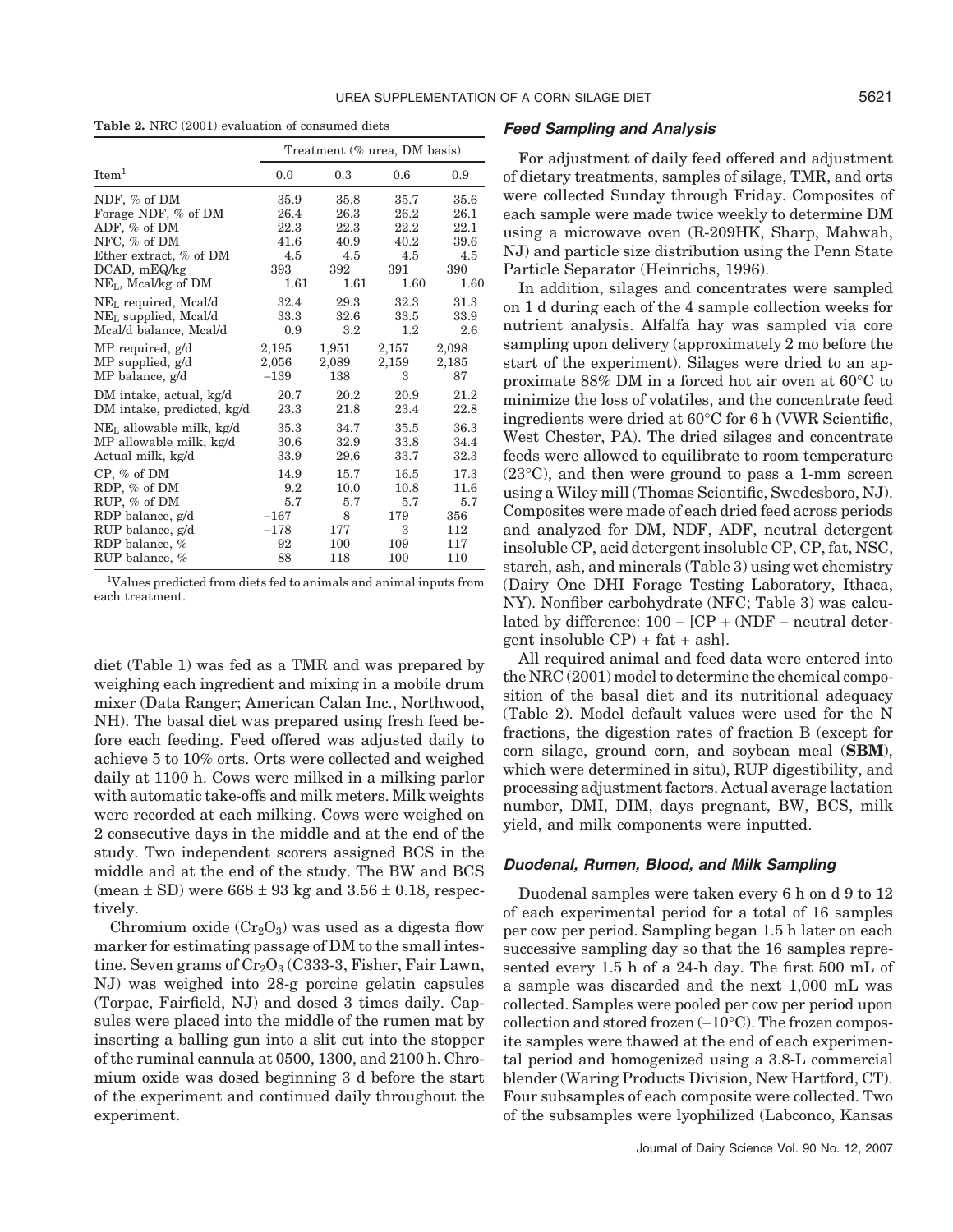**Table 2.** NRC (2001) evaluation of consumed diets

| Item[1] | Treatment (% urea, DM basis) | | | |
|---|---|---|---|---|
| | 0.0 | 0.3 | 0.6 | 0.9 |
| NDF, % of DM | 35.9 | 35.8 | 35.7 | 35.6 |
| Forage NDF, % of DM | 26.4 | 26.3 | 26.2 | 26.1 |
| ADF, % of DM | 22.3 | 22.3 | 22.2 | 22.1 |
| NFC, % of DM | 41.6 | 40.9 | 40.2 | 39.6 |
| Ether extract, % of DM | 4.5 | 4.5 | 4.5 | 4.5 |
| DCAD, mEQ/kg | 393 | 392 | 391 | 390 |
| $NE_L$, Mcal/kg of DM | 1.61 | 1.61 | 1.60 | 1.60 |
| $NE_L$ required, Mcal/d | 32.4 | 29.3 | 32.3 | 31.3 |
| $NE_L$ supplied, Mcal/d | 33.3 | 32.6 | 33.5 | 33.9 |
| Mcal/d balance, Mcal/d | 0.9 | 3.2 | 1.2 | 2.6 |
| MP required, g/d | 2,195 | 1,951 | 2,157 | 2,098 |
| MP supplied, g/d | 2,056 | 2,089 | 2,159 | 2,185 |
| MP balance, g/d | −139 | 138 | 3 | 87 |
| DM intake, actual, kg/d | 20.7 | 20.2 | 20.9 | 21.2 |
| DM intake, predicted, kg/d | 23.3 | 21.8 | 23.4 | 22.8 |
| $NE_L$ allowable milk, kg/d | 35.3 | 34.7 | 35.5 | 36.3 |
| MP allowable milk, kg/d | 30.6 | 32.9 | 33.8 | 34.4 |
| Actual milk, kg/d | 33.9 | 29.6 | 33.7 | 32.3 |
| CP, % of DM | 14.9 | 15.7 | 16.5 | 17.3 |
| RDP, % of DM | 9.2 | 10.0 | 10.8 | 11.6 |
| RUP, % of DM | 5.7 | 5.7 | 5.7 | 5.7 |
| RDP balance, g/d | −167 | 8 | 179 | 356 |
| RUP balance, g/d | −178 | 177 | 3 | 112 |
| RDP balance, % | 92 | 100 | 109 | 117 |
| RUP balance, % | 88 | 118 | 100 | 110 |

[1]Values predicted from diets fed to animals and animal inputs from each treatment.

diet (Table 1) was fed as a TMR and was prepared by weighing each ingredient and mixing in a mobile drum mixer (Data Ranger; American Calan Inc., Northwood, NH). The basal diet was prepared using fresh feed before each feeding. Feed offered was adjusted daily to achieve 5 to 10% orts. Orts were collected and weighed daily at 1100 h. Cows were milked in a milking parlor with automatic take-offs and milk meters. Milk weights were recorded at each milking. Cows were weighed on 2 consecutive days in the middle and at the end of the study. Two independent scorers assigned BCS in the middle and at the end of the study. The BW and BCS (mean ± SD) were 668 ± 93 kg and 3.56 ± 0.18, respectively.

Chromium oxide ($Cr_2O_3$) was used as a digesta flow marker for estimating passage of DM to the small intestine. Seven grams of $Cr_2O_3$ (C333-3, Fisher, Fair Lawn, NJ) was weighed into 28-g porcine gelatin capsules (Torpac, Fairfield, NJ) and dosed 3 times daily. Capsules were placed into the middle of the rumen mat by inserting a balling gun into a slit cut into the stopper of the ruminal cannula at 0500, 1300, and 2100 h. Chromium oxide was dosed beginning 3 d before the start of the experiment and continued daily throughout the experiment.

### Feed Sampling and Analysis

For adjustment of daily feed offered and adjustment of dietary treatments, samples of silage, TMR, and orts were collected Sunday through Friday. Composites of each sample were made twice weekly to determine DM using a microwave oven (R-209HK, Sharp, Mahwah, NJ) and particle size distribution using the Penn State Particle Separator (Heinrichs, 1996).

In addition, silages and concentrates were sampled on 1 d during each of the 4 sample collection weeks for nutrient analysis. Alfalfa hay was sampled via core sampling upon delivery (approximately 2 mo before the start of the experiment). Silages were dried to an approximate 88% DM in a forced hot air oven at 60°C to minimize the loss of volatiles, and the concentrate feed ingredients were dried at 60°C for 6 h (VWR Scientific, West Chester, PA). The dried silages and concentrate feeds were allowed to equilibrate to room temperature (23°C), and then were ground to pass a 1-mm screen using a Wiley mill (Thomas Scientific, Swedesboro, NJ). Composites were made of each dried feed across periods and analyzed for DM, NDF, ADF, neutral detergent insoluble CP, acid detergent insoluble CP, CP, fat, NSC, starch, ash, and minerals (Table 3) using wet chemistry (Dairy One DHI Forage Testing Laboratory, Ithaca, NY). Nonfiber carbohydrate (NFC; Table 3) was calculated by difference: 100 − [CP + (NDF − neutral detergent insoluble CP) + fat + ash].

All required animal and feed data were entered into the NRC (2001) model to determine the chemical composition of the basal diet and its nutritional adequacy (Table 2). Model default values were used for the N fractions, the digestion rates of fraction B (except for corn silage, ground corn, and soybean meal (**SBM**), which were determined in situ), RUP digestibility, and processing adjustment factors. Actual average lactation number, DMI, DIM, days pregnant, BW, BCS, milk yield, and milk components were inputted.

### Duodenal, Rumen, Blood, and Milk Sampling

Duodenal samples were taken every 6 h on d 9 to 12 of each experimental period for a total of 16 samples per cow per period. Sampling began 1.5 h later on each successive sampling day so that the 16 samples represented every 1.5 h of a 24-h day. The first 500 mL of a sample was discarded and the next 1,000 mL was collected. Samples were pooled per cow per period upon collection and stored frozen (−10°C). The frozen composite samples were thawed at the end of each experimental period and homogenized using a 3.8-L commercial blender (Waring Products Division, New Hartford, CT). Four subsamples of each composite were collected. Two of the subsamples were lyophilized (Labconco, Kansas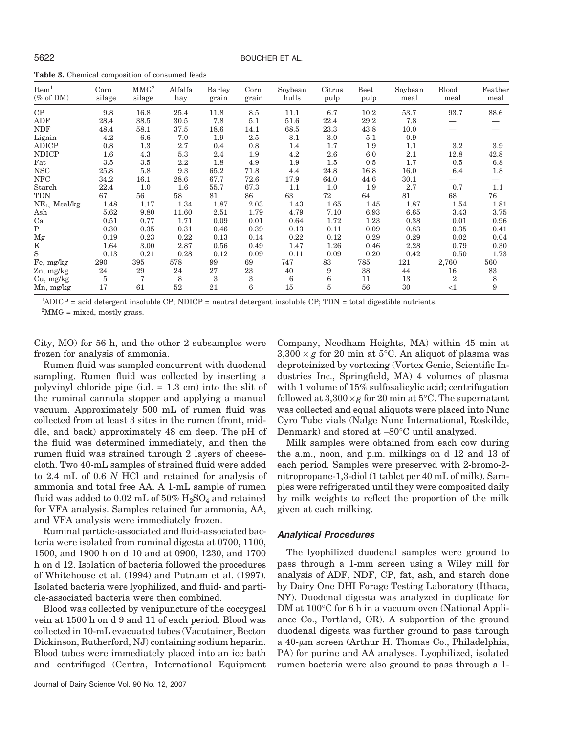**Table 3.** Chemical composition of consumed feeds

| Item[1] (% of DM) | Corn silage | MMG[2] silage | Alfalfa hay | Barley grain | Corn grain | Soybean hulls | Citrus pulp | Beet pulp | Soybean meal | Blood meal | Feather meal |
|---|---|---|---|---|---|---|---|---|---|---|---|
| CP | 9.8 | 16.8 | 25.4 | 11.8 | 8.5 | 11.1 | 6.7 | 10.2 | 53.7 | 93.7 | 88.6 |
| ADF | 28.4 | 38.5 | 30.5 | 7.8 | 5.1 | 51.6 | 22.4 | 29.2 | 7.8 | — | — |
| NDF | 48.4 | 58.1 | 37.5 | 18.6 | 14.1 | 68.5 | 23.3 | 43.8 | 10.0 | — | — |
| Lignin | 4.2 | 6.6 | 7.0 | 1.9 | 2.5 | 3.1 | 3.0 | 5.1 | 0.9 | — | — |
| ADICP | 0.8 | 1.3 | 2.7 | 0.4 | 0.8 | 1.4 | 1.7 | 1.9 | 1.1 | 3.2 | 3.9 |
| NDICP | 1.6 | 4.3 | 5.3 | 2.4 | 1.9 | 4.2 | 2.6 | 6.0 | 2.1 | 12.8 | 42.8 |
| Fat | 3.5 | 3.5 | 2.2 | 1.8 | 4.9 | 1.9 | 1.5 | 0.5 | 1.7 | 0.5 | 6.8 |
| NSC | 25.8 | 5.8 | 9.3 | 65.2 | 71.8 | 4.4 | 24.8 | 16.8 | 16.0 | 6.4 | 1.8 |
| NFC | 34.2 | 16.1 | 28.6 | 67.7 | 72.6 | 17.9 | 64.0 | 44.6 | 30.1 | — | — |
| Starch | 22.4 | 1.0 | 1.6 | 55.7 | 67.3 | 1.1 | 1.0 | 1.9 | 2.7 | 0.7 | 1.1 |
| TDN | 67 | 56 | 58 | 81 | 86 | 63 | 72 | 64 | 81 | 68 | 76 |
| $NE_L$, Mcal/kg | 1.48 | 1.17 | 1.34 | 1.87 | 2.03 | 1.43 | 1.65 | 1.45 | 1.87 | 1.54 | 1.81 |
| Ash | 5.62 | 9.80 | 11.60 | 2.51 | 1.79 | 4.79 | 7.10 | 6.93 | 6.65 | 3.43 | 3.75 |
| Ca | 0.51 | 0.77 | 1.71 | 0.09 | 0.01 | 0.64 | 1.72 | 1.23 | 0.38 | 0.01 | 0.96 |
| P | 0.30 | 0.35 | 0.31 | 0.46 | 0.39 | 0.13 | 0.11 | 0.09 | 0.83 | 0.35 | 0.41 |
| Mg | 0.19 | 0.23 | 0.22 | 0.13 | 0.14 | 0.22 | 0.12 | 0.29 | 0.29 | 0.02 | 0.04 |
| K | 1.64 | 3.00 | 2.87 | 0.56 | 0.49 | 1.47 | 1.26 | 0.46 | 2.28 | 0.79 | 0.30 |
| S | 0.13 | 0.21 | 0.28 | 0.12 | 0.09 | 0.11 | 0.09 | 0.20 | 0.42 | 0.50 | 1.73 |
| Fe, mg/kg | 290 | 395 | 578 | 99 | 69 | 747 | 83 | 785 | 121 | 2,760 | 560 |
| Zn, mg/kg | 24 | 29 | 24 | 27 | 23 | 40 | 9 | 38 | 44 | 16 | 83 |
| Cu, mg/kg | 5 | 7 | 8 | 3 | 3 | 6 | 6 | 11 | 13 | 2 | 8 |
| Mn, mg/kg | 17 | 61 | 52 | 21 | 6 | 15 | 5 | 56 | 30 | <1 | 9 |

[1]ADICP = acid detergent insoluble CP; NDICP = neutral detergent insoluble CP; TDN = total digestible nutrients.

[2]MMG = mixed, mostly grass.

City, MO) for 56 h, and the other 2 subsamples were frozen for analysis of ammonia.

Rumen fluid was sampled concurrent with duodenal sampling. Rumen fluid was collected by inserting a polyvinyl chloride pipe (i.d. = 1.3 cm) into the slit of the ruminal cannula stopper and applying a manual vacuum. Approximately 500 mL of rumen fluid was collected from at least 3 sites in the rumen (front, middle, and back) approximately 48 cm deep. The pH of the fluid was determined immediately, and then the rumen fluid was strained through 2 layers of cheesecloth. Two 40-mL samples of strained fluid were added to 2.4 mL of 0.6 *N* HCl and retained for analysis of ammonia and total free AA. A 1-mL sample of rumen fluid was added to 0.02 mL of 50% $H_2SO_4$ and retained for VFA analysis. Samples retained for ammonia, AA, and VFA analysis were immediately frozen.

Ruminal particle-associated and fluid-associated bacteria were isolated from ruminal digesta at 0700, 1100, 1500, and 1900 h on d 10 and at 0900, 1230, and 1700 h on d 12. Isolation of bacteria followed the procedures of Whitehouse et al. (1994) and Putnam et al. (1997). Isolated bacteria were lyophilized, and fluid- and particle-associated bacteria were then combined.

Blood was collected by venipuncture of the coccygeal vein at 1500 h on d 9 and 11 of each period. Blood was collected in 10-mL evacuated tubes (Vacutainer, Becton Dickinson, Rutherford, NJ) containing sodium heparin. Blood tubes were immediately placed into an ice bath and centrifuged (Centra, International Equipment Company, Needham Heights, MA) within 45 min at $3{,}300 \times g$ for 20 min at 5°C. An aliquot of plasma was deproteinized by vortexing (Vortex Genie, Scientific Industries Inc., Springfield, MA) 4 volumes of plasma with 1 volume of 15% sulfosalicylic acid; centrifugation followed at $3{,}300 \times g$ for 20 min at 5°C. The supernatant was collected and equal aliquots were placed into Nunc Cyro Tube vials (Nalge Nunc International, Roskilde, Denmark) and stored at −80°C until analyzed.

Milk samples were obtained from each cow during the a.m., noon, and p.m. milkings on d 12 and 13 of each period. Samples were preserved with 2-bromo-2-nitropropane-1,3-diol (1 tablet per 40 mL of milk). Samples were refrigerated until they were composited daily by milk weights to reflect the proportion of the milk given at each milking.

### Analytical Procedures

The lyophilized duodenal samples were ground to pass through a 1-mm screen using a Wiley mill for analysis of ADF, NDF, CP, fat, ash, and starch done by Dairy One DHI Forage Testing Laboratory (Ithaca, NY). Duodenal digesta was analyzed in duplicate for DM at 100°C for 6 h in a vacuum oven (National Appliance Co., Portland, OR). A subportion of the ground duodenal digesta was further ground to pass through a 40-μm screen (Arthur H. Thomas Co., Philadelphia, PA) for purine and AA analyses. Lyophilized, isolated rumen bacteria were also ground to pass through a 1-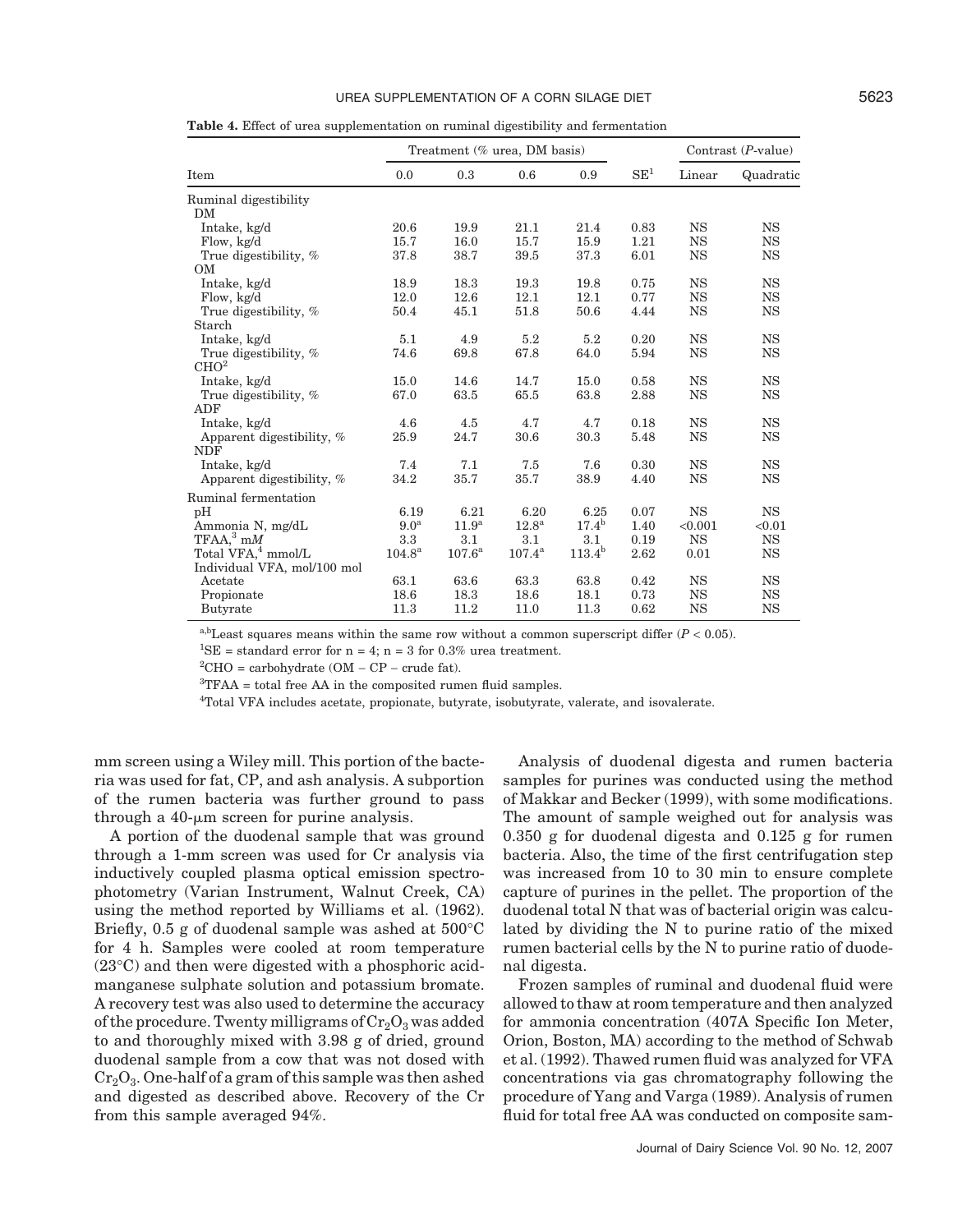**Table 4.** Effect of urea supplementation on ruminal digestibility and fermentation

| Item | Treatment (% urea, DM basis) | | | | SE[1] | Contrast (*P*-value) | |
|---|---|---|---|---|---|---|---|
| | 0.0 | 0.3 | 0.6 | 0.9 | | Linear | Quadratic |
| Ruminal digestibility | | | | | | | |
| DM | | | | | | | |
| Intake, kg/d | 20.6 | 19.9 | 21.1 | 21.4 | 0.83 | NS | NS |
| Flow, kg/d | 15.7 | 16.0 | 15.7 | 15.9 | 1.21 | NS | NS |
| True digestibility, % | 37.8 | 38.7 | 39.5 | 37.3 | 6.01 | NS | NS |
| OM | | | | | | | |
| Intake, kg/d | 18.9 | 18.3 | 19.3 | 19.8 | 0.75 | NS | NS |
| Flow, kg/d | 12.0 | 12.6 | 12.1 | 12.1 | 0.77 | NS | NS |
| True digestibility, % | 50.4 | 45.1 | 51.8 | 50.6 | 4.44 | NS | NS |
| Starch | | | | | | | |
| Intake, kg/d | 5.1 | 4.9 | 5.2 | 5.2 | 0.20 | NS | NS |
| True digestibility, % | 74.6 | 69.8 | 67.8 | 64.0 | 5.94 | NS | NS |
| CHO[2] | | | | | | | |
| Intake, kg/d | 15.0 | 14.6 | 14.7 | 15.0 | 0.58 | NS | NS |
| True digestibility, % | 67.0 | 63.5 | 65.5 | 63.8 | 2.88 | NS | NS |
| ADF | | | | | | | |
| Intake, kg/d | 4.6 | 4.5 | 4.7 | 4.7 | 0.18 | NS | NS |
| Apparent digestibility, % | 25.9 | 24.7 | 30.6 | 30.3 | 5.48 | NS | NS |
| NDF | | | | | | | |
| Intake, kg/d | 7.4 | 7.1 | 7.5 | 7.6 | 0.30 | NS | NS |
| Apparent digestibility, % | 34.2 | 35.7 | 35.7 | 38.9 | 4.40 | NS | NS |
| Ruminal fermentation | | | | | | | |
| pH | 6.19 | 6.21 | 6.20 | 6.25 | 0.07 | NS | NS |
| Ammonia N, mg/dL | 9.0[a] | 11.9[a] | 12.8[a] | 17.4[b] | 1.40 | <0.001 | <0.01 |
| TFAA,[3] m*M* | 3.3 | 3.1 | 3.1 | 3.1 | 0.19 | NS | NS |
| Total VFA,[4] mmol/L | 104.8[a] | 107.6[a] | 107.4[a] | 113.4[b] | 2.62 | 0.01 | NS |
| Individual VFA, mol/100 mol | | | | | | | |
| Acetate | 63.1 | 63.6 | 63.3 | 63.8 | 0.42 | NS | NS |
| Propionate | 18.6 | 18.3 | 18.6 | 18.1 | 0.73 | NS | NS |
| Butyrate | 11.3 | 11.2 | 11.0 | 11.3 | 0.62 | NS | NS |

[a,b]Least squares means within the same row without a common superscript differ ($P < 0.05$).

[1]SE = standard error for n = 4; n = 3 for 0.3% urea treatment.

[2]CHO = carbohydrate (OM − CP − crude fat).

[3]TFAA = total free AA in the composited rumen fluid samples.

[4]Total VFA includes acetate, propionate, butyrate, isobutyrate, valerate, and isovalerate.

mm screen using a Wiley mill. This portion of the bacteria was used for fat, CP, and ash analysis. A subportion of the rumen bacteria was further ground to pass through a 40-μm screen for purine analysis.

A portion of the duodenal sample that was ground through a 1-mm screen was used for Cr analysis via inductively coupled plasma optical emission spectrophotometry (Varian Instrument, Walnut Creek, CA) using the method reported by Williams et al. (1962). Briefly, 0.5 g of duodenal sample was ashed at 500°C for 4 h. Samples were cooled at room temperature (23°C) and then were digested with a phosphoric acid-manganese sulphate solution and potassium bromate. A recovery test was also used to determine the accuracy of the procedure. Twenty milligrams of $Cr_2O_3$ was added to and thoroughly mixed with 3.98 g of dried, ground duodenal sample from a cow that was not dosed with $Cr_2O_3$. One-half of a gram of this sample was then ashed and digested as described above. Recovery of the Cr from this sample averaged 94%.

Analysis of duodenal digesta and rumen bacteria samples for purines was conducted using the method of Makkar and Becker (1999), with some modifications. The amount of sample weighed out for analysis was 0.350 g for duodenal digesta and 0.125 g for rumen bacteria. Also, the time of the first centrifugation step was increased from 10 to 30 min to ensure complete capture of purines in the pellet. The proportion of the duodenal total N that was of bacterial origin was calculated by dividing the N to purine ratio of the mixed rumen bacterial cells by the N to purine ratio of duodenal digesta.

Frozen samples of ruminal and duodenal fluid were allowed to thaw at room temperature and then analyzed for ammonia concentration (407A Specific Ion Meter, Orion, Boston, MA) according to the method of Schwab et al. (1992). Thawed rumen fluid was analyzed for VFA concentrations via gas chromatography following the procedure of Yang and Varga (1989). Analysis of rumen fluid for total free AA was conducted on composite sam-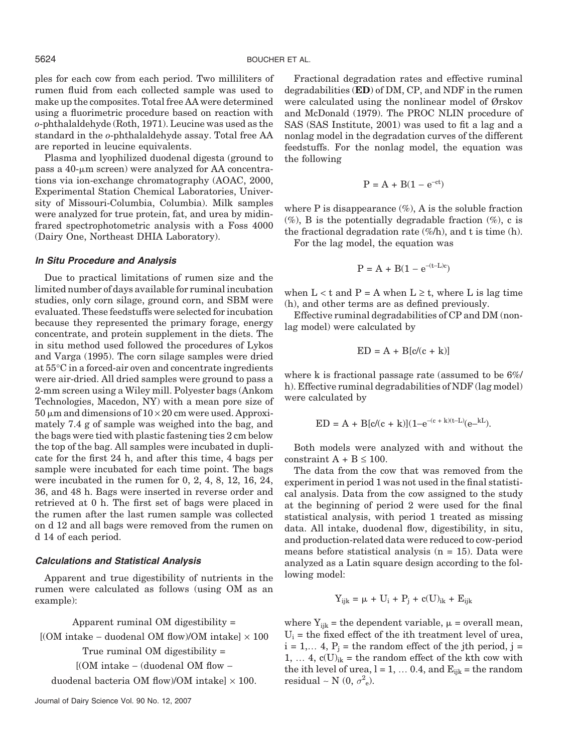ples for each cow from each period. Two milliliters of rumen fluid from each collected sample was used to make up the composites. Total free AA were determined using a fluorimetric procedure based on reaction with *o*-phthalaldehyde (Roth, 1971). Leucine was used as the standard in the *o*-phthalaldehyde assay. Total free AA are reported in leucine equivalents.

Plasma and lyophilized duodenal digesta (ground to pass a 40-μm screen) were analyzed for AA concentrations via ion-exchange chromatography (AOAC, 2000, Experimental Station Chemical Laboratories, University of Missouri-Columbia, Columbia). Milk samples were analyzed for true protein, fat, and urea by midinfrared spectrophotometric analysis with a Foss 4000 (Dairy One, Northeast DHIA Laboratory).

### *In Situ Procedure and Analysis*

Due to practical limitations of rumen size and the limited number of days available for ruminal incubation studies, only corn silage, ground corn, and SBM were evaluated. These feedstuffs were selected for incubation because they represented the primary forage, energy concentrate, and protein supplement in the diets. The in situ method used followed the procedures of Lykos and Varga (1995). The corn silage samples were dried at 55°C in a forced-air oven and concentrate ingredients were air-dried. All dried samples were ground to pass a 2-mm screen using a Wiley mill. Polyester bags (Ankom Technologies, Macedon, NY) with a mean pore size of 50 μm and dimensions of 10 × 20 cm were used. Approximately 7.4 g of sample was weighed into the bag, and the bags were tied with plastic fastening ties 2 cm below the top of the bag. All samples were incubated in duplicate for the first 24 h, and after this time, 4 bags per sample were incubated for each time point. The bags were incubated in the rumen for 0, 2, 4, 8, 12, 16, 24, 36, and 48 h. Bags were inserted in reverse order and retrieved at 0 h. The first set of bags were placed in the rumen after the last rumen sample was collected on d 12 and all bags were removed from the rumen on d 14 of each period.

### *Calculations and Statistical Analysis*

Apparent and true digestibility of nutrients in the rumen were calculated as follows (using OM as an example):

$$\text{Apparent ruminal OM digestibility} = [(\text{OM intake} - \text{duodenal OM flow})/\text{OM intake}] \times 100$$

$$\text{True ruminal OM digestibility} = [(\text{OM intake} - (\text{duodenal OM flow} - \text{duodenal bacteria OM flow})/\text{OM intake}] \times 100.$$

Fractional degradation rates and effective ruminal degradabilities (**ED**) of DM, CP, and NDF in the rumen were calculated using the nonlinear model of Ørskov and McDonald (1979). The PROC NLIN procedure of SAS (SAS Institute, 2001) was used to fit a lag and a nonlag model in the degradation curves of the different feedstuffs. For the nonlag model, the equation was the following

$$P = A + B(1 - e^{-ct})$$

where P is disappearance (%), A is the soluble fraction (%), B is the potentially degradable fraction (%), c is the fractional degradation rate (%/h), and t is time (h).

For the lag model, the equation was

$$P = A + B(1 - e^{-(t-L)c})$$

when $L < t$ and $P = A$ when $L \geq t$, where L is lag time (h), and other terms are as defined previously.

Effective ruminal degradabilities of CP and DM (nonlag model) were calculated by

$$ED = A + B[c/(c + k)]$$

where k is fractional passage rate (assumed to be 6%/h). Effective ruminal degradabilities of NDF (lag model) were calculated by

$$ED = A + B[c/(c + k)](1 - e^{-(c + k)(t-L)}(e^{-kL}).$$

Both models were analyzed with and without the constraint $A + B \leq 100$.

The data from the cow that was removed from the experiment in period 1 was not used in the final statistical analysis. Data from the cow assigned to the study at the beginning of period 2 were used for the final statistical analysis, with period 1 treated as missing data. All intake, duodenal flow, digestibility, in situ, and production-related data were reduced to cow-period means before statistical analysis (n = 15). Data were analyzed as a Latin square design according to the following model:

$$Y_{ijk} = \mu + U_i + P_j + c(U)_{ik} + E_{ijk}$$

where $Y_{ijk}$ = the dependent variable, $\mu$ = overall mean, $U_i$ = the fixed effect of the ith treatment level of urea, $i = 1, \ldots 4$, $P_j$ = the random effect of the jth period, $j = 1, \ldots 4$, $c(U)_{ik}$ = the random effect of the kth cow with the ith level of urea, $l = 1, \ldots 0.4$, and $E_{ijk}$ = the random residual ~ $N(0, \sigma^2_e)$.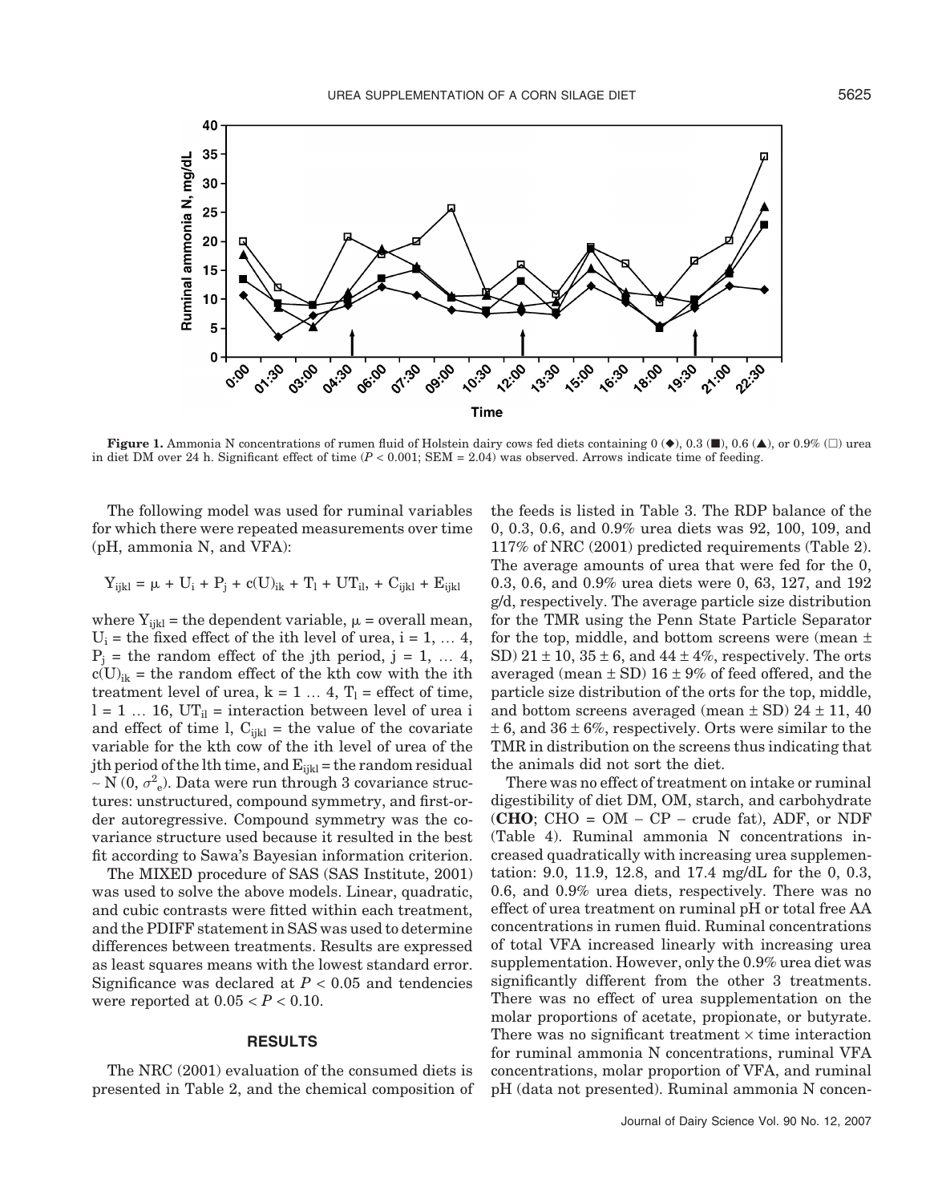**Figure 1.** Ammonia N concentrations of rumen fluid of Holstein dairy cows fed diets containing 0 (◆), 0.3 (■), 0.6 (▲), or 0.9% (□) urea in diet DM over 24 h. Significant effect of time ($P < 0.001$; SEM = 2.04) was observed. Arrows indicate time of feeding.

The following model was used for ruminal variables for which there were repeated measurements over time (pH, ammonia N, and VFA):

$$Y_{ijkl} = \mu + U_i + P_j + c(U)_{ik} + T_l + UT_{il}, + C_{ijkl} + E_{ijkl}$$

where $Y_{ijkl}$ = the dependent variable, $\mu$ = overall mean, $U_i$ = the fixed effect of the ith level of urea, i = 1, … 4, $P_j$ = the random effect of the jth period, j = 1, … 4, $c(U)_{ik}$ = the random effect of the kth cow with the ith treatment level of urea, k = 1 … 4, $T_l$ = effect of time, l = 1 … 16, $UT_{il}$ = interaction between level of urea i and effect of time l, $C_{ijkl}$ = the value of the covariate variable for the kth cow of the ith level of urea of the jth period of the lth time, and $E_{ijkl}$ = the random residual $\sim N(0, \sigma^2_e)$. Data were run through 3 covariance structures: unstructured, compound symmetry, and first-order autoregressive. Compound symmetry was the covariance structure used because it resulted in the best fit according to Sawa's Bayesian information criterion.

The MIXED procedure of SAS (SAS Institute, 2001) was used to solve the above models. Linear, quadratic, and cubic contrasts were fitted within each treatment, and the PDIFF statement in SAS was used to determine differences between treatments. Results are expressed as least squares means with the lowest standard error. Significance was declared at $P < 0.05$ and tendencies were reported at $0.05 < P < 0.10$.

## RESULTS

The NRC (2001) evaluation of the consumed diets is presented in Table 2, and the chemical composition of the feeds is listed in Table 3. The RDP balance of the 0, 0.3, 0.6, and 0.9% urea diets was 92, 100, 109, and 117% of NRC (2001) predicted requirements (Table 2). The average amounts of urea that were fed for the 0, 0.3, 0.6, and 0.9% urea diets were 0, 63, 127, and 192 g/d, respectively. The average particle size distribution for the TMR using the Penn State Particle Separator for the top, middle, and bottom screens were (mean ± SD) 21 ± 10, 35 ± 6, and 44 ± 4%, respectively. The orts averaged (mean ± SD) 16 ± 9% of feed offered, and the particle size distribution of the orts for the top, middle, and bottom screens averaged (mean ± SD) 24 ± 11, 40 ± 6, and 36 ± 6%, respectively. Orts were similar to the TMR in distribution on the screens thus indicating that the animals did not sort the diet.

There was no effect of treatment on intake or ruminal digestibility of diet DM, OM, starch, and carbohydrate (**CHO**; CHO = OM − CP − crude fat), ADF, or NDF (Table 4). Ruminal ammonia N concentrations increased quadratically with increasing urea supplementation: 9.0, 11.9, 12.8, and 17.4 mg/dL for the 0, 0.3, 0.6, and 0.9% urea diets, respectively. There was no effect of urea treatment on ruminal pH or total free AA concentrations in rumen fluid. Ruminal concentrations of total VFA increased linearly with increasing urea supplementation. However, only the 0.9% urea diet was significantly different from the other 3 treatments. There was no effect of urea supplementation on the molar proportions of acetate, propionate, or butyrate. There was no significant treatment × time interaction for ruminal ammonia N concentrations, ruminal VFA concentrations, molar proportion of VFA, and ruminal pH (data not presented). Ruminal ammonia N concen-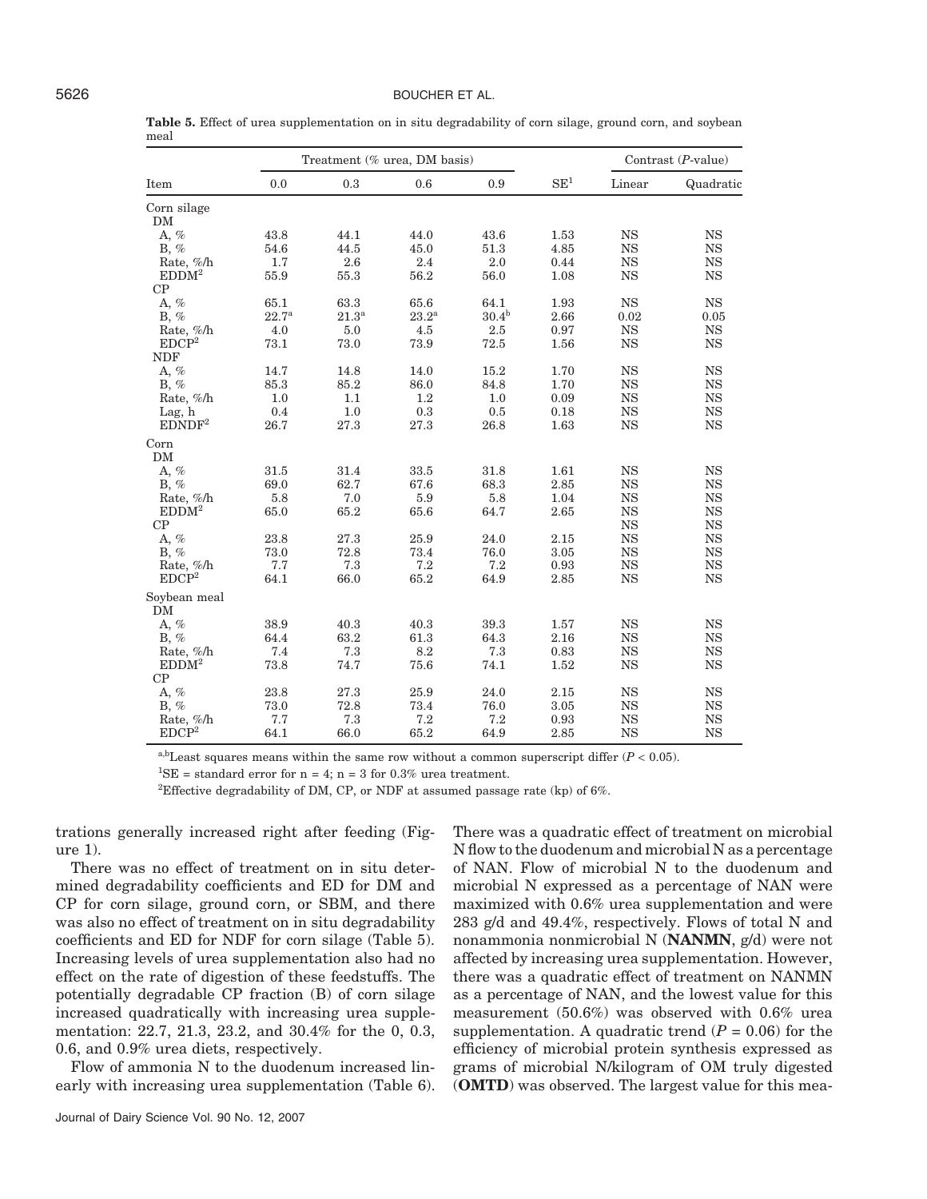**Table 5.** Effect of urea supplementation on in situ degradability of corn silage, ground corn, and soybean meal

| | Treatment (% urea, DM basis) | | | | | Contrast (*P*-value) | |
|---|---|---|---|---|---|---|---|
| Item | 0.0 | 0.3 | 0.6 | 0.9 | SE[1] | Linear | Quadratic |
| Corn silage | | | | | | | |
| DM | | | | | | | |
| A, % | 43.8 | 44.1 | 44.0 | 43.6 | 1.53 | NS | NS |
| B, % | 54.6 | 44.5 | 45.0 | 51.3 | 4.85 | NS | NS |
| Rate, %/h | 1.7 | 2.6 | 2.4 | 2.0 | 0.44 | NS | NS |
| EDDM[2] | 55.9 | 55.3 | 56.2 | 56.0 | 1.08 | NS | NS |
| CP | | | | | | | |
| A, % | 65.1 | 63.3 | 65.6 | 64.1 | 1.93 | NS | NS |
| B, % | 22.7[a] | 21.3[a] | 23.2[a] | 30.4[b] | 2.66 | 0.02 | 0.05 |
| Rate, %/h | 4.0 | 5.0 | 4.5 | 2.5 | 0.97 | NS | NS |
| EDCP[2] | 73.1 | 73.0 | 73.9 | 72.5 | 1.56 | NS | NS |
| NDF | | | | | | | |
| A, % | 14.7 | 14.8 | 14.0 | 15.2 | 1.70 | NS | NS |
| B, % | 85.3 | 85.2 | 86.0 | 84.8 | 1.70 | NS | NS |
| Rate, %/h | 1.0 | 1.1 | 1.2 | 1.0 | 0.09 | NS | NS |
| Lag, h | 0.4 | 1.0 | 0.3 | 0.5 | 0.18 | NS | NS |
| EDNDF[2] | 26.7 | 27.3 | 27.3 | 26.8 | 1.63 | NS | NS |
| Corn | | | | | | | |
| DM | | | | | | | |
| A, % | 31.5 | 31.4 | 33.5 | 31.8 | 1.61 | NS | NS |
| B, % | 69.0 | 62.7 | 67.6 | 68.3 | 2.85 | NS | NS |
| Rate, %/h | 5.8 | 7.0 | 5.9 | 5.8 | 1.04 | NS | NS |
| EDDM[2] | 65.0 | 65.2 | 65.6 | 64.7 | 2.65 | NS | NS |
| CP | | | | | | NS | NS |
| A, % | 23.8 | 27.3 | 25.9 | 24.0 | 2.15 | NS | NS |
| B, % | 73.0 | 72.8 | 73.4 | 76.0 | 3.05 | NS | NS |
| Rate, %/h | 7.7 | 7.3 | 7.2 | 7.2 | 0.93 | NS | NS |
| EDCP[2] | 64.1 | 66.0 | 65.2 | 64.9 | 2.85 | NS | NS |
| Soybean meal | | | | | | | |
| DM | | | | | | | |
| A, % | 38.9 | 40.3 | 40.3 | 39.3 | 1.57 | NS | NS |
| B, % | 64.4 | 63.2 | 61.3 | 64.3 | 2.16 | NS | NS |
| Rate, %/h | 7.4 | 7.3 | 8.2 | 7.3 | 0.83 | NS | NS |
| EDDM[2] | 73.8 | 74.7 | 75.6 | 74.1 | 1.52 | NS | NS |
| CP | | | | | | | |
| A, % | 23.8 | 27.3 | 25.9 | 24.0 | 2.15 | NS | NS |
| B, % | 73.0 | 72.8 | 73.4 | 76.0 | 3.05 | NS | NS |
| Rate, %/h | 7.7 | 7.3 | 7.2 | 7.2 | 0.93 | NS | NS |
| EDCP[2] | 64.1 | 66.0 | 65.2 | 64.9 | 2.85 | NS | NS |

[a,b]Least squares means within the same row without a common superscript differ ($P < 0.05$).

[1]SE = standard error for n = 4; n = 3 for 0.3% urea treatment.

[2]Effective degradability of DM, CP, or NDF at assumed passage rate (kp) of 6%.

trations generally increased right after feeding (Figure 1).

There was no effect of treatment on in situ determined degradability coefficients and ED for DM and CP for corn silage, ground corn, or SBM, and there was also no effect of treatment on in situ degradability coefficients and ED for NDF for corn silage (Table 5). Increasing levels of urea supplementation also had no effect on the rate of digestion of these feedstuffs. The potentially degradable CP fraction (B) of corn silage increased quadratically with increasing urea supplementation: 22.7, 21.3, 23.2, and 30.4% for the 0, 0.3, 0.6, and 0.9% urea diets, respectively.

Flow of ammonia N to the duodenum increased linearly with increasing urea supplementation (Table 6). There was a quadratic effect of treatment on microbial N flow to the duodenum and microbial N as a percentage of NAN. Flow of microbial N to the duodenum and microbial N expressed as a percentage of NAN were maximized with 0.6% urea supplementation and were 283 g/d and 49.4%, respectively. Flows of total N and nonammonia nonmicrobial N (**NANMN**, g/d) were not affected by increasing urea supplementation. However, there was a quadratic effect of treatment on NANMN as a percentage of NAN, and the lowest value for this measurement (50.6%) was observed with 0.6% urea supplementation. A quadratic trend ($P = 0.06$) for the efficiency of microbial protein synthesis expressed as grams of microbial N/kilogram of OM truly digested (**OMTD**) was observed. The largest value for this mea-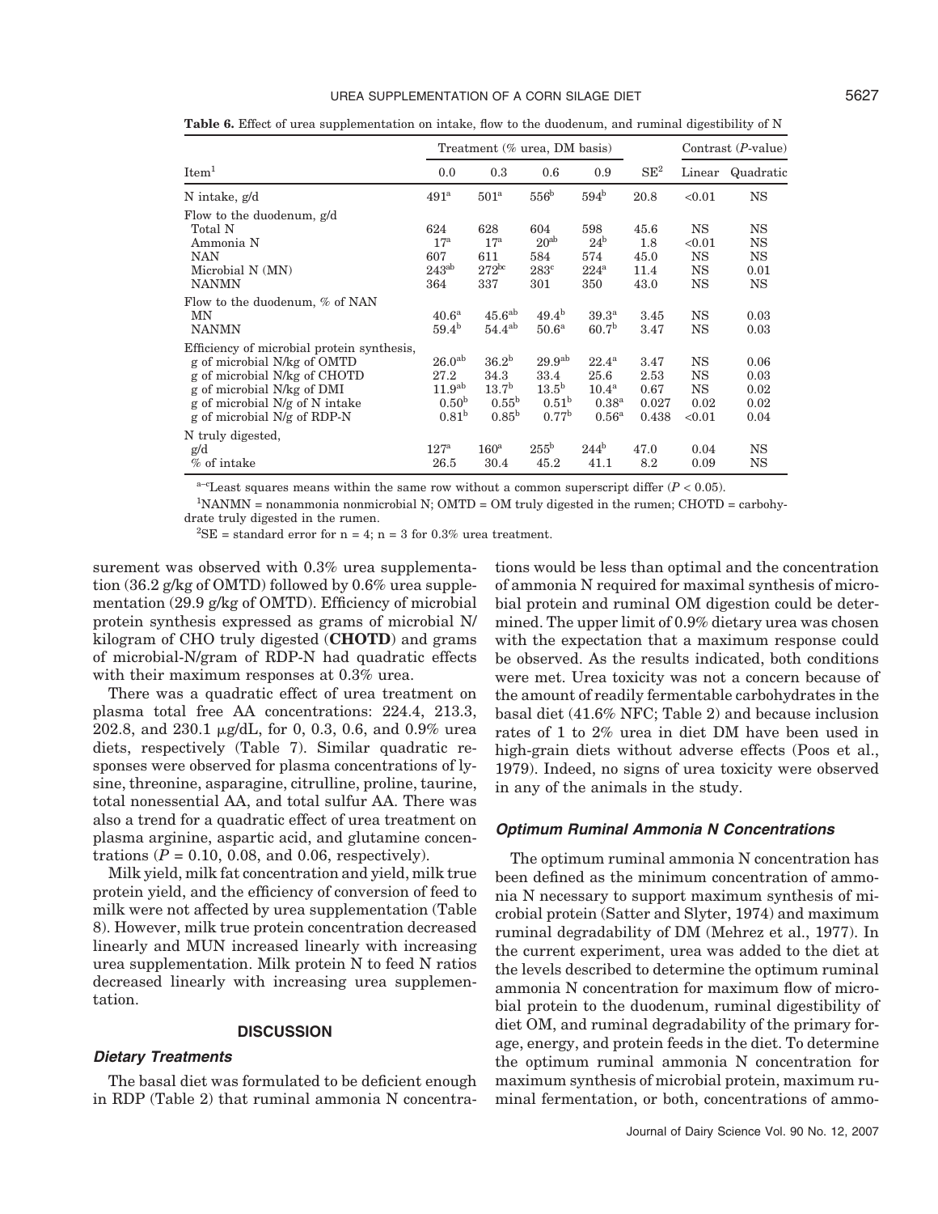**Table 6.** Effect of urea supplementation on intake, flow to the duodenum, and ruminal digestibility of N

| Item[1] | Treatment (% urea, DM basis) | | | | SE[2] | Contrast (P-value) | |
|---|---|---|---|---|---|---|---|
| | 0.0 | 0.3 | 0.6 | 0.9 | | Linear | Quadratic |
| N intake, g/d | 491[a] | 501[a] | 556[b] | 594[b] | 20.8 | <0.01 | NS |
| Flow to the duodenum, g/d | | | | | | | |
| Total N | 624 | 628 | 604 | 598 | 45.6 | NS | NS |
| Ammonia N | 17[a] | 17[a] | 20[ab] | 24[b] | 1.8 | <0.01 | NS |
| NAN | 607 | 611 | 584 | 574 | 45.0 | NS | NS |
| Microbial N (MN) | 243[ab] | 272[bc] | 283[c] | 224[a] | 11.4 | NS | 0.01 |
| NANMN | 364 | 337 | 301 | 350 | 43.0 | NS | NS |
| Flow to the duodenum, % of NAN | | | | | | | |
| MN | 40.6[a] | 45.6[ab] | 49.4[b] | 39.3[a] | 3.45 | NS | 0.03 |
| NANMN | 59.4[b] | 54.4[ab] | 50.6[a] | 60.7[b] | 3.47 | NS | 0.03 |
| Efficiency of microbial protein synthesis, | | | | | | | |
| g of microbial N/kg of OMTD | 26.0[ab] | 36.2[b] | 29.9[ab] | 22.4[a] | 3.47 | NS | 0.06 |
| g of microbial N/kg of CHOTD | 27.2 | 34.3 | 33.4 | 25.6 | 2.53 | NS | 0.03 |
| g of microbial N/kg of DMI | 11.9[ab] | 13.7[b] | 13.5[b] | 10.4[a] | 0.67 | NS | 0.02 |
| g of microbial N/g of N intake | 0.50[b] | 0.55[b] | 0.51[b] | 0.38[a] | 0.027 | 0.02 | 0.02 |
| g of microbial N/g of RDP-N | 0.81[b] | 0.85[b] | 0.77[b] | 0.56[a] | 0.438 | <0.01 | 0.04 |
| N truly digested, | | | | | | | |
| g/d | 127[a] | 160[a] | 255[b] | 244[b] | 47.0 | 0.04 | NS |
| % of intake | 26.5 | 30.4 | 45.2 | 41.1 | 8.2 | 0.09 | NS |

[a–c]Least squares means within the same row without a common superscript differ ($P < 0.05$).

[1]NANMN = nonammonia nonmicrobial N; OMTD = OM truly digested in the rumen; CHOTD = carbohydrate truly digested in the rumen.

[2]SE = standard error for n = 4; n = 3 for 0.3% urea treatment.

surement was observed with 0.3% urea supplementation (36.2 g/kg of OMTD) followed by 0.6% urea supplementation (29.9 g/kg of OMTD). Efficiency of microbial protein synthesis expressed as grams of microbial N/kilogram of CHO truly digested (**CHOTD**) and grams of microbial-N/gram of RDP-N had quadratic effects with their maximum responses at 0.3% urea.

There was a quadratic effect of urea treatment on plasma total free AA concentrations: 224.4, 213.3, 202.8, and 230.1 μg/dL, for 0, 0.3, 0.6, and 0.9% urea diets, respectively (Table 7). Similar quadratic responses were observed for plasma concentrations of lysine, threonine, asparagine, citrulline, proline, taurine, total nonessential AA, and total sulfur AA. There was also a trend for a quadratic effect of urea treatment on plasma arginine, aspartic acid, and glutamine concentrations ($P$ = 0.10, 0.08, and 0.06, respectively).

Milk yield, milk fat concentration and yield, milk true protein yield, and the efficiency of conversion of feed to milk were not affected by urea supplementation (Table 8). However, milk true protein concentration decreased linearly and MUN increased linearly with increasing urea supplementation. Milk protein N to feed N ratios decreased linearly with increasing urea supplementation.

## DISCUSSION

### *Dietary Treatments*

The basal diet was formulated to be deficient enough in RDP (Table 2) that ruminal ammonia N concentrations would be less than optimal and the concentration of ammonia N required for maximal synthesis of microbial protein and ruminal OM digestion could be determined. The upper limit of 0.9% dietary urea was chosen with the expectation that a maximum response could be observed. As the results indicated, both conditions were met. Urea toxicity was not a concern because of the amount of readily fermentable carbohydrates in the basal diet (41.6% NFC; Table 2) and because inclusion rates of 1 to 2% urea in diet DM have been used in high-grain diets without adverse effects (Poos et al., 1979). Indeed, no signs of urea toxicity were observed in any of the animals in the study.

### *Optimum Ruminal Ammonia N Concentrations*

The optimum ruminal ammonia N concentration has been defined as the minimum concentration of ammonia N necessary to support maximum synthesis of microbial protein (Satter and Slyter, 1974) and maximum ruminal degradability of DM (Mehrez et al., 1977). In the current experiment, urea was added to the diet at the levels described to determine the optimum ruminal ammonia N concentration for maximum flow of microbial protein to the duodenum, ruminal digestibility of diet OM, and ruminal degradability of the primary forage, energy, and protein feeds in the diet. To determine the optimum ruminal ammonia N concentration for maximum synthesis of microbial protein, maximum ruminal fermentation, or both, concentrations of ammo-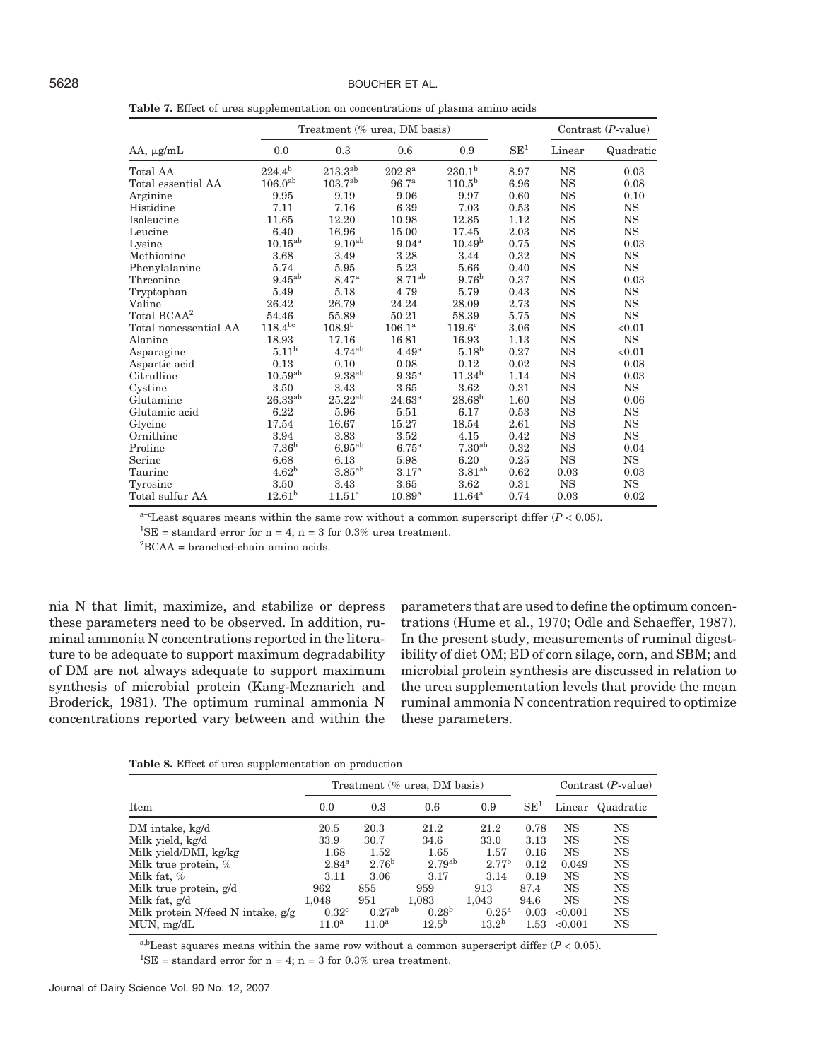**Table 7.** Effect of urea supplementation on concentrations of plasma amino acids

| AA, μg/mL | Treatment (% urea, DM basis) | | | | SE[1] | Contrast (*P*-value) | |
|---|---|---|---|---|---|---|---|
| | 0.0 | 0.3 | 0.6 | 0.9 | | Linear | Quadratic |
| Total AA | 224.4[b] | 213.3[ab] | 202.8[a] | 230.1[b] | 8.97 | NS | 0.03 |
| Total essential AA | 106.0[ab] | 103.7[ab] | 96.7[a] | 110.5[b] | 6.96 | NS | 0.08 |
| Arginine | 9.95 | 9.19 | 9.06 | 9.97 | 0.60 | NS | 0.10 |
| Histidine | 7.11 | 7.16 | 6.39 | 7.03 | 0.53 | NS | NS |
| Isoleucine | 11.65 | 12.20 | 10.98 | 12.85 | 1.12 | NS | NS |
| Leucine | 6.40 | 16.96 | 15.00 | 17.45 | 2.03 | NS | NS |
| Lysine | 10.15[ab] | 9.10[ab] | 9.04[a] | 10.49[b] | 0.75 | NS | 0.03 |
| Methionine | 3.68 | 3.49 | 3.28 | 3.44 | 0.32 | NS | NS |
| Phenylalanine | 5.74 | 5.95 | 5.23 | 5.66 | 0.40 | NS | NS |
| Threonine | 9.45[ab] | 8.47[a] | 8.71[ab] | 9.76[b] | 0.37 | NS | 0.03 |
| Tryptophan | 5.49 | 5.18 | 4.79 | 5.79 | 0.43 | NS | NS |
| Valine | 26.42 | 26.79 | 24.24 | 28.09 | 2.73 | NS | NS |
| Total BCAA[2] | 54.46 | 55.89 | 50.21 | 58.39 | 5.75 | NS | NS |
| Total nonessential AA | 118.4[bc] | 108.9[b] | 106.1[a] | 119.6[c] | 3.06 | NS | <0.01 |
| Alanine | 18.93 | 17.16 | 16.81 | 16.93 | 1.13 | NS | NS |
| Asparagine | 5.11[b] | 4.74[ab] | 4.49[a] | 5.18[b] | 0.27 | NS | <0.01 |
| Aspartic acid | 0.13 | 0.10 | 0.08 | 0.12 | 0.02 | NS | 0.08 |
| Citrulline | 10.59[ab] | 9.38[ab] | 9.35[a] | 11.34[b] | 1.14 | NS | 0.03 |
| Cystine | 3.50 | 3.43 | 3.65 | 3.62 | 0.31 | NS | NS |
| Glutamine | 26.33[ab] | 25.22[ab] | 24.63[a] | 28.68[b] | 1.60 | NS | 0.06 |
| Glutamic acid | 6.22 | 5.96 | 5.51 | 6.17 | 0.53 | NS | NS |
| Glycine | 17.54 | 16.67 | 15.27 | 18.54 | 2.61 | NS | NS |
| Ornithine | 3.94 | 3.83 | 3.52 | 4.15 | 0.42 | NS | NS |
| Proline | 7.36[b] | 6.95[ab] | 6.75[a] | 7.30[ab] | 0.32 | NS | 0.04 |
| Serine | 6.68 | 6.13 | 5.98 | 6.20 | 0.25 | NS | NS |
| Taurine | 4.62[b] | 3.85[ab] | 3.17[a] | 3.81[ab] | 0.62 | 0.03 | 0.03 |
| Tyrosine | 3.50 | 3.43 | 3.65 | 3.62 | 0.31 | NS | NS |
| Total sulfur AA | 12.61[b] | 11.51[a] | 10.89[a] | 11.64[a] | 0.74 | 0.03 | 0.02 |

[a–c]Least squares means within the same row without a common superscript differ ($P < 0.05$).

[1]SE = standard error for n = 4; n = 3 for 0.3% urea treatment.

[2]BCAA = branched-chain amino acids.

nia N that limit, maximize, and stabilize or depress these parameters need to be observed. In addition, ruminal ammonia N concentrations reported in the literature to be adequate to support maximum degradability of DM are not always adequate to support maximum synthesis of microbial protein (Kang-Meznarich and Broderick, 1981). The optimum ruminal ammonia N concentrations reported vary between and within the parameters that are used to define the optimum concentrations (Hume et al., 1970; Odle and Schaeffer, 1987). In the present study, measurements of ruminal digestibility of diet OM; ED of corn silage, corn, and SBM; and microbial protein synthesis are discussed in relation to the urea supplementation levels that provide the mean ruminal ammonia N concentration required to optimize these parameters.

**Table 8.** Effect of urea supplementation on production

| Item | Treatment (% urea, DM basis) | | | | SE[1] | Contrast (*P*-value) | |
|---|---|---|---|---|---|---|---|
| | 0.0 | 0.3 | 0.6 | 0.9 | | Linear | Quadratic |
| DM intake, kg/d | 20.5 | 20.3 | 21.2 | 21.2 | 0.78 | NS | NS |
| Milk yield, kg/d | 33.9 | 30.7 | 34.6 | 33.0 | 3.13 | NS | NS |
| Milk yield/DMI, kg/kg | 1.68 | 1.52 | 1.65 | 1.57 | 0.16 | NS | NS |
| Milk true protein, % | 2.84[a] | 2.76[b] | 2.79[ab] | 2.77[b] | 0.12 | 0.049 | NS |
| Milk fat, % | 3.11 | 3.06 | 3.17 | 3.14 | 0.19 | NS | NS |
| Milk true protein, g/d | 962 | 855 | 959 | 913 | 87.4 | NS | NS |
| Milk fat, g/d | 1,048 | 951 | 1,083 | 1,043 | 94.6 | NS | NS |
| Milk protein N/feed N intake, g/g | 0.32[c] | 0.27[ab] | 0.28[b] | 0.25[a] | 0.03 | <0.001 | NS |
| MUN, mg/dL | 11.0[a] | 11.0[a] | 12.5[b] | 13.2[b] | 1.53 | <0.001 | NS |

[a,b]Least squares means within the same row without a common superscript differ ($P < 0.05$).

[1]SE = standard error for n = 4; n = 3 for 0.3% urea treatment.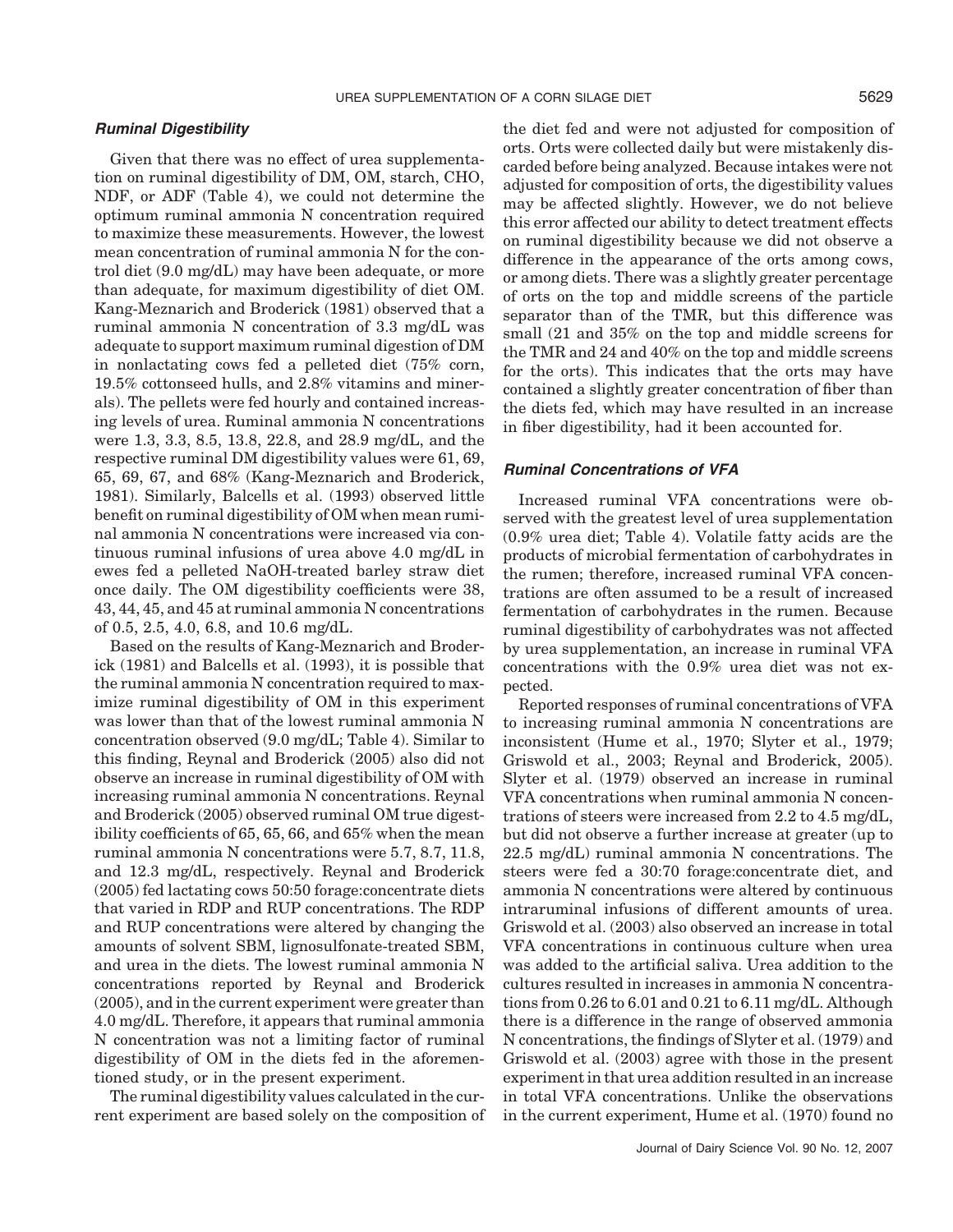### *Ruminal Digestibility*

Given that there was no effect of urea supplementation on ruminal digestibility of DM, OM, starch, CHO, NDF, or ADF (Table 4), we could not determine the optimum ruminal ammonia N concentration required to maximize these measurements. However, the lowest mean concentration of ruminal ammonia N for the control diet (9.0 mg/dL) may have been adequate, or more than adequate, for maximum digestibility of diet OM. Kang-Meznarich and Broderick (1981) observed that a ruminal ammonia N concentration of 3.3 mg/dL was adequate to support maximum ruminal digestion of DM in nonlactating cows fed a pelleted diet (75% corn, 19.5% cottonseed hulls, and 2.8% vitamins and minerals). The pellets were fed hourly and contained increasing levels of urea. Ruminal ammonia N concentrations were 1.3, 3.3, 8.5, 13.8, 22.8, and 28.9 mg/dL, and the respective ruminal DM digestibility values were 61, 69, 65, 69, 67, and 68% (Kang-Meznarich and Broderick, 1981). Similarly, Balcells et al. (1993) observed little benefit on ruminal digestibility of OM when mean ruminal ammonia N concentrations were increased via continuous ruminal infusions of urea above 4.0 mg/dL in ewes fed a pelleted NaOH-treated barley straw diet once daily. The OM digestibility coefficients were 38, 43, 44, 45, and 45 at ruminal ammonia N concentrations of 0.5, 2.5, 4.0, 6.8, and 10.6 mg/dL.

Based on the results of Kang-Meznarich and Broderick (1981) and Balcells et al. (1993), it is possible that the ruminal ammonia N concentration required to maximize ruminal digestibility of OM in this experiment was lower than that of the lowest ruminal ammonia N concentration observed (9.0 mg/dL; Table 4). Similar to this finding, Reynal and Broderick (2005) also did not observe an increase in ruminal digestibility of OM with increasing ruminal ammonia N concentrations. Reynal and Broderick (2005) observed ruminal OM true digestibility coefficients of 65, 65, 66, and 65% when the mean ruminal ammonia N concentrations were 5.7, 8.7, 11.8, and 12.3 mg/dL, respectively. Reynal and Broderick (2005) fed lactating cows 50:50 forage:concentrate diets that varied in RDP and RUP concentrations. The RDP and RUP concentrations were altered by changing the amounts of solvent SBM, lignosulfonate-treated SBM, and urea in the diets. The lowest ruminal ammonia N concentrations reported by Reynal and Broderick (2005), and in the current experiment were greater than 4.0 mg/dL. Therefore, it appears that ruminal ammonia N concentration was not a limiting factor of ruminal digestibility of OM in the diets fed in the aforementioned study, or in the present experiment.

The ruminal digestibility values calculated in the current experiment are based solely on the composition of the diet fed and were not adjusted for composition of orts. Orts were collected daily but were mistakenly discarded before being analyzed. Because intakes were not adjusted for composition of orts, the digestibility values may be affected slightly. However, we do not believe this error affected our ability to detect treatment effects on ruminal digestibility because we did not observe a difference in the appearance of the orts among cows, or among diets. There was a slightly greater percentage of orts on the top and middle screens of the particle separator than of the TMR, but this difference was small (21 and 35% on the top and middle screens for the TMR and 24 and 40% on the top and middle screens for the orts). This indicates that the orts may have contained a slightly greater concentration of fiber than the diets fed, which may have resulted in an increase in fiber digestibility, had it been accounted for.

### *Ruminal Concentrations of VFA*

Increased ruminal VFA concentrations were observed with the greatest level of urea supplementation (0.9% urea diet; Table 4). Volatile fatty acids are the products of microbial fermentation of carbohydrates in the rumen; therefore, increased ruminal VFA concentrations are often assumed to be a result of increased fermentation of carbohydrates in the rumen. Because ruminal digestibility of carbohydrates was not affected by urea supplementation, an increase in ruminal VFA concentrations with the 0.9% urea diet was not expected.

Reported responses of ruminal concentrations of VFA to increasing ruminal ammonia N concentrations are inconsistent (Hume et al., 1970; Slyter et al., 1979; Griswold et al., 2003; Reynal and Broderick, 2005). Slyter et al. (1979) observed an increase in ruminal VFA concentrations when ruminal ammonia N concentrations of steers were increased from 2.2 to 4.5 mg/dL, but did not observe a further increase at greater (up to 22.5 mg/dL) ruminal ammonia N concentrations. The steers were fed a 30:70 forage:concentrate diet, and ammonia N concentrations were altered by continuous intraruminal infusions of different amounts of urea. Griswold et al. (2003) also observed an increase in total VFA concentrations in continuous culture when urea was added to the artificial saliva. Urea addition to the cultures resulted in increases in ammonia N concentrations from 0.26 to 6.01 and 0.21 to 6.11 mg/dL. Although there is a difference in the range of observed ammonia N concentrations, the findings of Slyter et al. (1979) and Griswold et al. (2003) agree with those in the present experiment in that urea addition resulted in an increase in total VFA concentrations. Unlike the observations in the current experiment, Hume et al. (1970) found no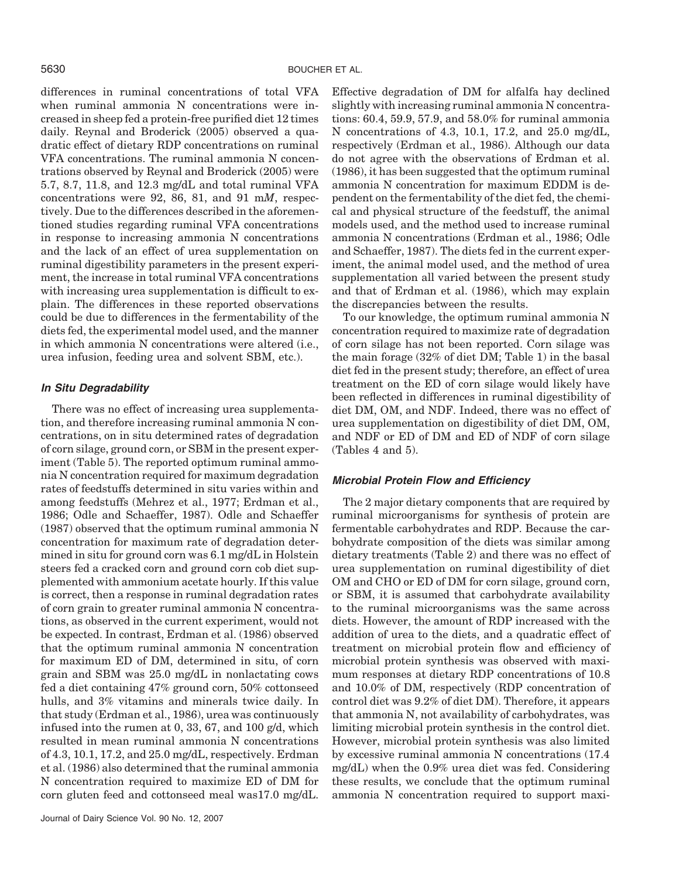differences in ruminal concentrations of total VFA when ruminal ammonia N concentrations were increased in sheep fed a protein-free purified diet 12 times daily. Reynal and Broderick (2005) observed a quadratic effect of dietary RDP concentrations on ruminal VFA concentrations. The ruminal ammonia N concentrations observed by Reynal and Broderick (2005) were 5.7, 8.7, 11.8, and 12.3 mg/dL and total ruminal VFA concentrations were 92, 86, 81, and 91 m*M*, respectively. Due to the differences described in the aforementioned studies regarding ruminal VFA concentrations in response to increasing ammonia N concentrations and the lack of an effect of urea supplementation on ruminal digestibility parameters in the present experiment, the increase in total ruminal VFA concentrations with increasing urea supplementation is difficult to explain. The differences in these reported observations could be due to differences in the fermentability of the diets fed, the experimental model used, and the manner in which ammonia N concentrations were altered (i.e., urea infusion, feeding urea and solvent SBM, etc.).

### *In Situ Degradability*

There was no effect of increasing urea supplementation, and therefore increasing ruminal ammonia N concentrations, on in situ determined rates of degradation of corn silage, ground corn, or SBM in the present experiment (Table 5). The reported optimum ruminal ammonia N concentration required for maximum degradation rates of feedstuffs determined in situ varies within and among feedstuffs (Mehrez et al., 1977; Erdman et al., 1986; Odle and Schaeffer, 1987). Odle and Schaeffer (1987) observed that the optimum ruminal ammonia N concentration for maximum rate of degradation determined in situ for ground corn was 6.1 mg/dL in Holstein steers fed a cracked corn and ground corn cob diet supplemented with ammonium acetate hourly. If this value is correct, then a response in ruminal degradation rates of corn grain to greater ruminal ammonia N concentrations, as observed in the current experiment, would not be expected. In contrast, Erdman et al. (1986) observed that the optimum ruminal ammonia N concentration for maximum ED of DM, determined in situ, of corn grain and SBM was 25.0 mg/dL in nonlactating cows fed a diet containing 47% ground corn, 50% cottonseed hulls, and 3% vitamins and minerals twice daily. In that study (Erdman et al., 1986), urea was continuously infused into the rumen at 0, 33, 67, and 100 g/d, which resulted in mean ruminal ammonia N concentrations of 4.3, 10.1, 17.2, and 25.0 mg/dL, respectively. Erdman et al. (1986) also determined that the ruminal ammonia N concentration required to maximize ED of DM for corn gluten feed and cottonseed meal was17.0 mg/dL. Effective degradation of DM for alfalfa hay declined slightly with increasing ruminal ammonia N concentrations: 60.4, 59.9, 57.9, and 58.0% for ruminal ammonia N concentrations of 4.3, 10.1, 17.2, and 25.0 mg/dL, respectively (Erdman et al., 1986). Although our data do not agree with the observations of Erdman et al. (1986), it has been suggested that the optimum ruminal ammonia N concentration for maximum EDDM is dependent on the fermentability of the diet fed, the chemical and physical structure of the feedstuff, the animal models used, and the method used to increase ruminal ammonia N concentrations (Erdman et al., 1986; Odle and Schaeffer, 1987). The diets fed in the current experiment, the animal model used, and the method of urea supplementation all varied between the present study and that of Erdman et al. (1986), which may explain the discrepancies between the results.

To our knowledge, the optimum ruminal ammonia N concentration required to maximize rate of degradation of corn silage has not been reported. Corn silage was the main forage (32% of diet DM; Table 1) in the basal diet fed in the present study; therefore, an effect of urea treatment on the ED of corn silage would likely have been reflected in differences in ruminal digestibility of diet DM, OM, and NDF. Indeed, there was no effect of urea supplementation on digestibility of diet DM, OM, and NDF or ED of DM and ED of NDF of corn silage (Tables 4 and 5).

### *Microbial Protein Flow and Efficiency*

The 2 major dietary components that are required by ruminal microorganisms for synthesis of protein are fermentable carbohydrates and RDP. Because the carbohydrate composition of the diets was similar among dietary treatments (Table 2) and there was no effect of urea supplementation on ruminal digestibility of diet OM and CHO or ED of DM for corn silage, ground corn, or SBM, it is assumed that carbohydrate availability to the ruminal microorganisms was the same across diets. However, the amount of RDP increased with the addition of urea to the diets, and a quadratic effect of treatment on microbial protein flow and efficiency of microbial protein synthesis was observed with maximum responses at dietary RDP concentrations of 10.8 and 10.0% of DM, respectively (RDP concentration of control diet was 9.2% of diet DM). Therefore, it appears that ammonia N, not availability of carbohydrates, was limiting microbial protein synthesis in the control diet. However, microbial protein synthesis was also limited by excessive ruminal ammonia N concentrations (17.4 mg/dL) when the 0.9% urea diet was fed. Considering these results, we conclude that the optimum ruminal ammonia N concentration required to support maxi-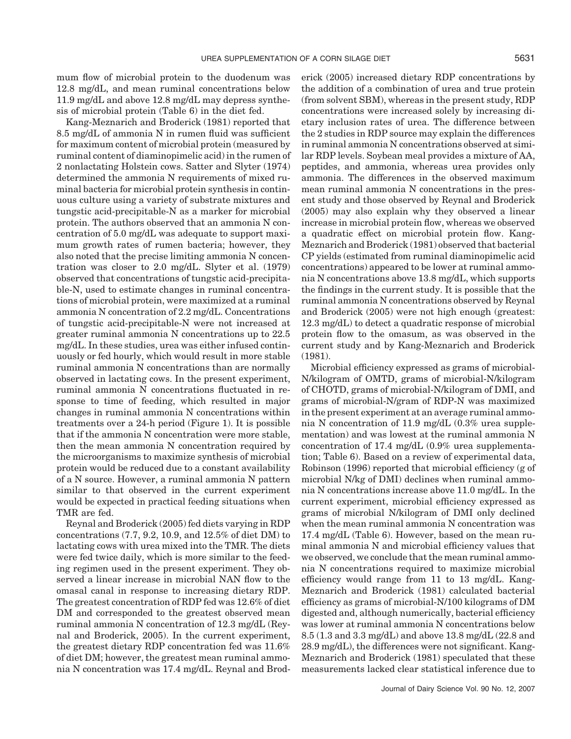mum flow of microbial protein to the duodenum was 12.8 mg/dL, and mean ruminal concentrations below 11.9 mg/dL and above 12.8 mg/dL may depress synthesis of microbial protein (Table 6) in the diet fed.

Kang-Meznarich and Broderick (1981) reported that 8.5 mg/dL of ammonia N in rumen fluid was sufficient for maximum content of microbial protein (measured by ruminal content of diaminopimelic acid) in the rumen of 2 nonlactating Holstein cows. Satter and Slyter (1974) determined the ammonia N requirements of mixed ruminal bacteria for microbial protein synthesis in continuous culture using a variety of substrate mixtures and tungstic acid-precipitable-N as a marker for microbial protein. The authors observed that an ammonia N concentration of 5.0 mg/dL was adequate to support maximum growth rates of rumen bacteria; however, they also noted that the precise limiting ammonia N concentration was closer to 2.0 mg/dL. Slyter et al. (1979) observed that concentrations of tungstic acid-precipitable-N, used to estimate changes in ruminal concentrations of microbial protein, were maximized at a ruminal ammonia N concentration of 2.2 mg/dL. Concentrations of tungstic acid-precipitable-N were not increased at greater ruminal ammonia N concentrations up to 22.5 mg/dL. In these studies, urea was either infused continuously or fed hourly, which would result in more stable ruminal ammonia N concentrations than are normally observed in lactating cows. In the present experiment, ruminal ammonia N concentrations fluctuated in response to time of feeding, which resulted in major changes in ruminal ammonia N concentrations within treatments over a 24-h period (Figure 1). It is possible that if the ammonia N concentration were more stable, then the mean ammonia N concentration required by the microorganisms to maximize synthesis of microbial protein would be reduced due to a constant availability of a N source. However, a ruminal ammonia N pattern similar to that observed in the current experiment would be expected in practical feeding situations when TMR are fed.

Reynal and Broderick (2005) fed diets varying in RDP concentrations (7.7, 9.2, 10.9, and 12.5% of diet DM) to lactating cows with urea mixed into the TMR. The diets were fed twice daily, which is more similar to the feeding regimen used in the present experiment. They observed a linear increase in microbial NAN flow to the omasal canal in response to increasing dietary RDP. The greatest concentration of RDP fed was 12.6% of diet DM and corresponded to the greatest observed mean ruminal ammonia N concentration of 12.3 mg/dL (Reynal and Broderick, 2005). In the current experiment, the greatest dietary RDP concentration fed was 11.6% of diet DM; however, the greatest mean ruminal ammonia N concentration was 17.4 mg/dL. Reynal and Broderick (2005) increased dietary RDP concentrations by the addition of a combination of urea and true protein (from solvent SBM), whereas in the present study, RDP concentrations were increased solely by increasing dietary inclusion rates of urea. The difference between the 2 studies in RDP source may explain the differences in ruminal ammonia N concentrations observed at similar RDP levels. Soybean meal provides a mixture of AA, peptides, and ammonia, whereas urea provides only ammonia. The differences in the observed maximum mean ruminal ammonia N concentrations in the present study and those observed by Reynal and Broderick (2005) may also explain why they observed a linear increase in microbial protein flow, whereas we observed a quadratic effect on microbial protein flow. Kang-Meznarich and Broderick (1981) observed that bacterial CP yields (estimated from ruminal diaminopimelic acid concentrations) appeared to be lower at ruminal ammonia N concentrations above 13.8 mg/dL, which supports the findings in the current study. It is possible that the ruminal ammonia N concentrations observed by Reynal and Broderick (2005) were not high enough (greatest: 12.3 mg/dL) to detect a quadratic response of microbial protein flow to the omasum, as was observed in the current study and by Kang-Meznarich and Broderick (1981).

Microbial efficiency expressed as grams of microbial-N/kilogram of OMTD, grams of microbial-N/kilogram of CHOTD, grams of microbial-N/kilogram of DMI, and grams of microbial-N/gram of RDP-N was maximized in the present experiment at an average ruminal ammonia N concentration of 11.9 mg/dL (0.3% urea supplementation) and was lowest at the ruminal ammonia N concentration of 17.4 mg/dL (0.9% urea supplementation; Table 6). Based on a review of experimental data, Robinson (1996) reported that microbial efficiency (g of microbial N/kg of DMI) declines when ruminal ammonia N concentrations increase above 11.0 mg/dL. In the current experiment, microbial efficiency expressed as grams of microbial N/kilogram of DMI only declined when the mean ruminal ammonia N concentration was 17.4 mg/dL (Table 6). However, based on the mean ruminal ammonia N and microbial efficiency values that we observed, we conclude that the mean ruminal ammonia N concentrations required to maximize microbial efficiency would range from 11 to 13 mg/dL. Kang-Meznarich and Broderick (1981) calculated bacterial efficiency as grams of microbial-N/100 kilograms of DM digested and, although numerically, bacterial efficiency was lower at ruminal ammonia N concentrations below 8.5 (1.3 and 3.3 mg/dL) and above 13.8 mg/dL (22.8 and 28.9 mg/dL), the differences were not significant. Kang-Meznarich and Broderick (1981) speculated that these measurements lacked clear statistical inference due to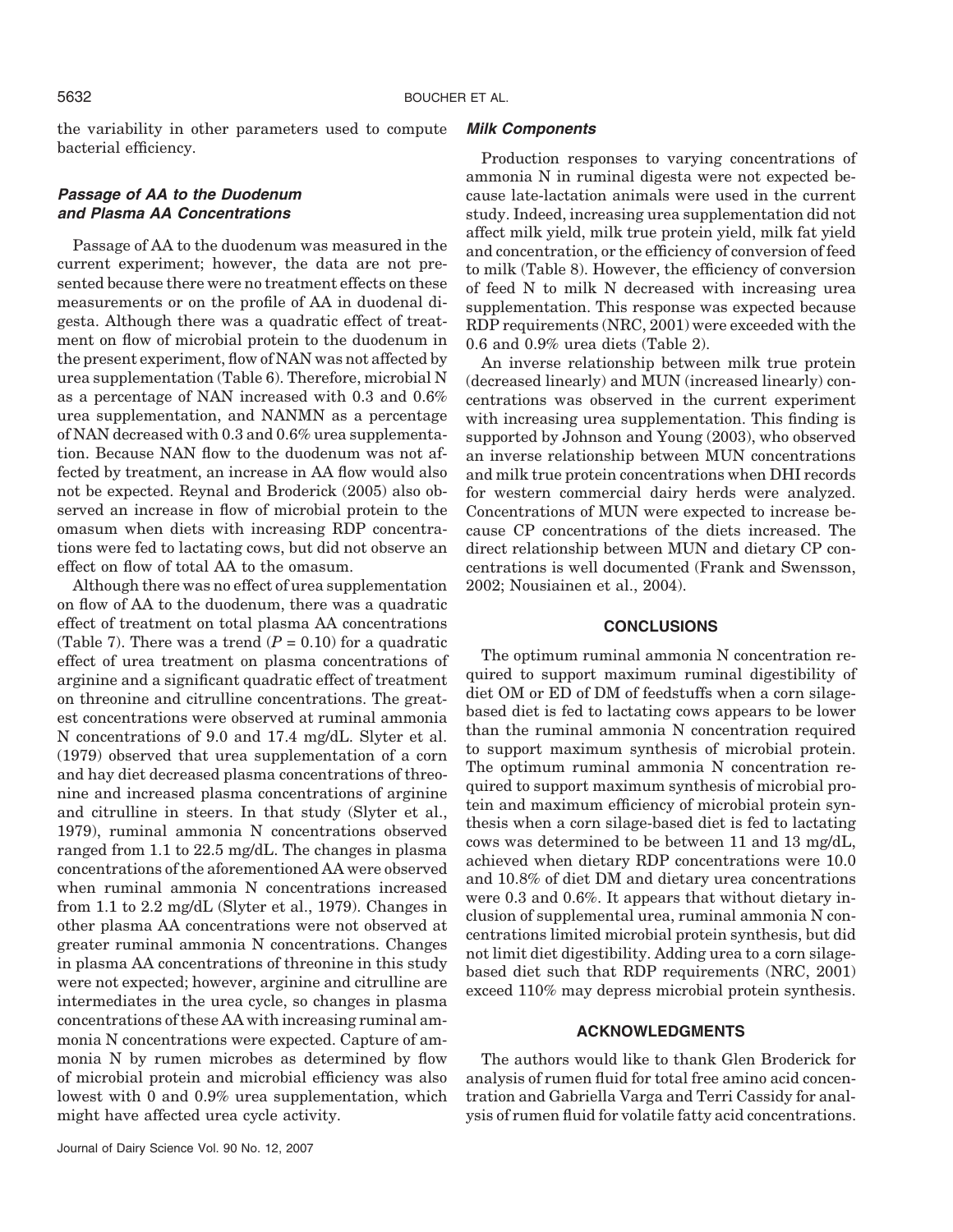the variability in other parameters used to compute bacterial efficiency.

### *Passage of AA to the Duodenum and Plasma AA Concentrations*

Passage of AA to the duodenum was measured in the current experiment; however, the data are not presented because there were no treatment effects on these measurements or on the profile of AA in duodenal digesta. Although there was a quadratic effect of treatment on flow of microbial protein to the duodenum in the present experiment, flow of NAN was not affected by urea supplementation (Table 6). Therefore, microbial N as a percentage of NAN increased with 0.3 and 0.6% urea supplementation, and NANMN as a percentage of NAN decreased with 0.3 and 0.6% urea supplementation. Because NAN flow to the duodenum was not affected by treatment, an increase in AA flow would also not be expected. Reynal and Broderick (2005) also observed an increase in flow of microbial protein to the omasum when diets with increasing RDP concentrations were fed to lactating cows, but did not observe an effect on flow of total AA to the omasum.

Although there was no effect of urea supplementation on flow of AA to the duodenum, there was a quadratic effect of treatment on total plasma AA concentrations (Table 7). There was a trend ($P = 0.10$) for a quadratic effect of urea treatment on plasma concentrations of arginine and a significant quadratic effect of treatment on threonine and citrulline concentrations. The greatest concentrations were observed at ruminal ammonia N concentrations of 9.0 and 17.4 mg/dL. Slyter et al. (1979) observed that urea supplementation of a corn and hay diet decreased plasma concentrations of threonine and increased plasma concentrations of arginine and citrulline in steers. In that study (Slyter et al., 1979), ruminal ammonia N concentrations observed ranged from 1.1 to 22.5 mg/dL. The changes in plasma concentrations of the aforementioned AA were observed when ruminal ammonia N concentrations increased from 1.1 to 2.2 mg/dL (Slyter et al., 1979). Changes in other plasma AA concentrations were not observed at greater ruminal ammonia N concentrations. Changes in plasma AA concentrations of threonine in this study were not expected; however, arginine and citrulline are intermediates in the urea cycle, so changes in plasma concentrations of these AA with increasing ruminal ammonia N concentrations were expected. Capture of ammonia N by rumen microbes as determined by flow of microbial protein and microbial efficiency was also lowest with 0 and 0.9% urea supplementation, which might have affected urea cycle activity.

### *Milk Components*

Production responses to varying concentrations of ammonia N in ruminal digesta were not expected because late-lactation animals were used in the current study. Indeed, increasing urea supplementation did not affect milk yield, milk true protein yield, milk fat yield and concentration, or the efficiency of conversion of feed to milk (Table 8). However, the efficiency of conversion of feed N to milk N decreased with increasing urea supplementation. This response was expected because RDP requirements (NRC, 2001) were exceeded with the 0.6 and 0.9% urea diets (Table 2).

An inverse relationship between milk true protein (decreased linearly) and MUN (increased linearly) concentrations was observed in the current experiment with increasing urea supplementation. This finding is supported by Johnson and Young (2003), who observed an inverse relationship between MUN concentrations and milk true protein concentrations when DHI records for western commercial dairy herds were analyzed. Concentrations of MUN were expected to increase because CP concentrations of the diets increased. The direct relationship between MUN and dietary CP concentrations is well documented (Frank and Swensson, 2002; Nousiainen et al., 2004).

## CONCLUSIONS

The optimum ruminal ammonia N concentration required to support maximum ruminal digestibility of diet OM or ED of DM of feedstuffs when a corn silage-based diet is fed to lactating cows appears to be lower than the ruminal ammonia N concentration required to support maximum synthesis of microbial protein. The optimum ruminal ammonia N concentration required to support maximum synthesis of microbial protein and maximum efficiency of microbial protein synthesis when a corn silage-based diet is fed to lactating cows was determined to be between 11 and 13 mg/dL, achieved when dietary RDP concentrations were 10.0 and 10.8% of diet DM and dietary urea concentrations were 0.3 and 0.6%. It appears that without dietary inclusion of supplemental urea, ruminal ammonia N concentrations limited microbial protein synthesis, but did not limit diet digestibility. Adding urea to a corn silage-based diet such that RDP requirements (NRC, 2001) exceed 110% may depress microbial protein synthesis.

## ACKNOWLEDGMENTS

The authors would like to thank Glen Broderick for analysis of rumen fluid for total free amino acid concentration and Gabriella Varga and Terri Cassidy for analysis of rumen fluid for volatile fatty acid concentrations.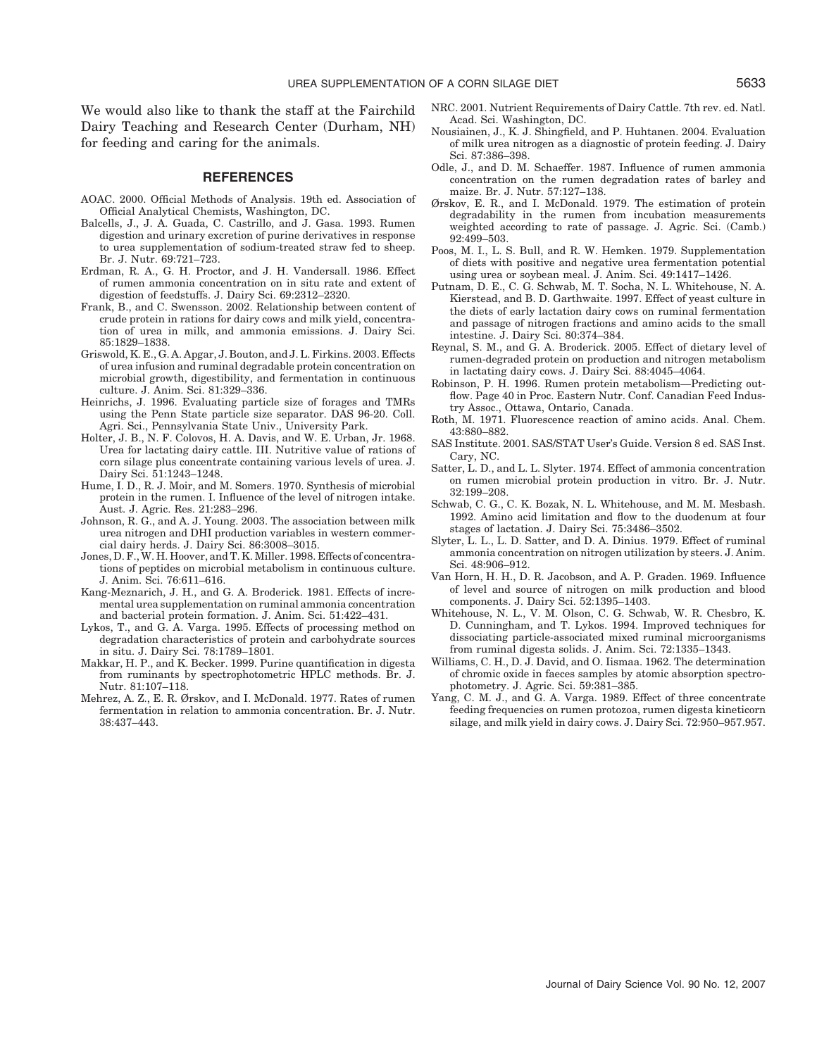We would also like to thank the staff at the Fairchild Dairy Teaching and Research Center (Durham, NH) for feeding and caring for the animals.

## REFERENCES

AOAC. 2000. Official Methods of Analysis. 19th ed. Association of Official Analytical Chemists, Washington, DC.

Balcells, J., J. A. Guada, C. Castrillo, and J. Gasa. 1993. Rumen digestion and urinary excretion of purine derivatives in response to urea supplementation of sodium-treated straw fed to sheep. Br. J. Nutr. 69:721–723.

Erdman, R. A., G. H. Proctor, and J. H. Vandersall. 1986. Effect of rumen ammonia concentration on in situ rate and extent of digestion of feedstuffs. J. Dairy Sci. 69:2312–2320.

Frank, B., and C. Swensson. 2002. Relationship between content of crude protein in rations for dairy cows and milk yield, concentration of urea in milk, and ammonia emissions. J. Dairy Sci. 85:1829–1838.

Griswold, K. E., G. A. Apgar, J. Bouton, and J. L. Firkins. 2003. Effects of urea infusion and ruminal degradable protein concentration on microbial growth, digestibility, and fermentation in continuous culture. J. Anim. Sci. 81:329–336.

Heinrichs, J. 1996. Evaluating particle size of forages and TMRs using the Penn State particle size separator. DAS 96-20. Coll. Agri. Sci., Pennsylvania State Univ., University Park.

Holter, J. B., N. F. Colovos, H. A. Davis, and W. E. Urban, Jr. 1968. Urea for lactating dairy cattle. III. Nutritive value of rations of corn silage plus concentrate containing various levels of urea. J. Dairy Sci. 51:1243–1248.

Hume, I. D., R. J. Moir, and M. Somers. 1970. Synthesis of microbial protein in the rumen. I. Influence of the level of nitrogen intake. Aust. J. Agric. Res. 21:283–296.

Johnson, R. G., and A. J. Young. 2003. The association between milk urea nitrogen and DHI production variables in western commercial dairy herds. J. Dairy Sci. 86:3008–3015.

Jones, D. F., W. H. Hoover, and T. K. Miller. 1998. Effects of concentrations of peptides on microbial metabolism in continuous culture. J. Anim. Sci. 76:611–616.

Kang-Meznarich, J. H., and G. A. Broderick. 1981. Effects of incremental urea supplementation on ruminal ammonia concentration and bacterial protein formation. J. Anim. Sci. 51:422–431.

Lykos, T., and G. A. Varga. 1995. Effects of processing method on degradation characteristics of protein and carbohydrate sources in situ. J. Dairy Sci. 78:1789–1801.

Makkar, H. P., and K. Becker. 1999. Purine quantification in digesta from ruminants by spectrophotometric HPLC methods. Br. J. Nutr. 81:107–118.

Mehrez, A. Z., E. R. Ørskov, and I. McDonald. 1977. Rates of rumen fermentation in relation to ammonia concentration. Br. J. Nutr. 38:437–443.

NRC. 2001. Nutrient Requirements of Dairy Cattle. 7th rev. ed. Natl. Acad. Sci. Washington, DC.

Nousiainen, J., K. J. Shingfield, and P. Huhtanen. 2004. Evaluation of milk urea nitrogen as a diagnostic of protein feeding. J. Dairy Sci. 87:386–398.

Odle, J., and D. M. Schaeffer. 1987. Influence of rumen ammonia concentration on the rumen degradation rates of barley and maize. Br. J. Nutr. 57:127–138.

Ørskov, E. R., and I. McDonald. 1979. The estimation of protein degradability in the rumen from incubation measurements weighted according to rate of passage. J. Agric. Sci. (Camb.) 92:499–503.

Poos, M. I., L. S. Bull, and R. W. Hemken. 1979. Supplementation of diets with positive and negative urea fermentation potential using urea or soybean meal. J. Anim. Sci. 49:1417–1426.

Putnam, D. E., C. G. Schwab, M. T. Socha, N. L. Whitehouse, N. A. Kierstead, and B. D. Garthwaite. 1997. Effect of yeast culture in the diets of early lactation dairy cows on ruminal fermentation and passage of nitrogen fractions and amino acids to the small intestine. J. Dairy Sci. 80:374–384.

Reynal, S. M., and G. A. Broderick. 2005. Effect of dietary level of rumen-degraded protein on production and nitrogen metabolism in lactating dairy cows. J. Dairy Sci. 88:4045–4064.

Robinson, P. H. 1996. Rumen protein metabolism—Predicting outflow. Page 40 in Proc. Eastern Nutr. Conf. Canadian Feed Industry Assoc., Ottawa, Ontario, Canada.

Roth, M. 1971. Fluorescence reaction of amino acids. Anal. Chem. 43:880–882.

SAS Institute. 2001. SAS/STAT User's Guide. Version 8 ed. SAS Inst. Cary, NC.

Satter, L. D., and L. L. Slyter. 1974. Effect of ammonia concentration on rumen microbial protein production in vitro. Br. J. Nutr. 32:199–208.

Schwab, C. G., C. K. Bozak, N. L. Whitehouse, and M. M. Mesbash. 1992. Amino acid limitation and flow to the duodenum at four stages of lactation. J. Dairy Sci. 75:3486–3502.

Slyter, L. L., L. D. Satter, and D. A. Dinius. 1979. Effect of ruminal ammonia concentration on nitrogen utilization by steers. J. Anim. Sci. 48:906–912.

Van Horn, H. H., D. R. Jacobson, and A. P. Graden. 1969. Influence of level and source of nitrogen on milk production and blood components. J. Dairy Sci. 52:1395–1403.

Whitehouse, N. L., V. M. Olson, C. G. Schwab, W. R. Chesbro, K. D. Cunningham, and T. Lykos. 1994. Improved techniques for dissociating particle-associated mixed ruminal microorganisms from ruminal digesta solids. J. Anim. Sci. 72:1335–1343.

Williams, C. H., D. J. David, and O. Iismaa. 1962. The determination of chromic oxide in faeces samples by atomic absorption spectrophotometry. J. Agric. Sci. 59:381–385.

Yang, C. M. J., and G. A. Varga. 1989. Effect of three concentrate feeding frequencies on rumen protozoa, rumen digesta kineticorn silage, and milk yield in dairy cows. J. Dairy Sci. 72:950–957.957.